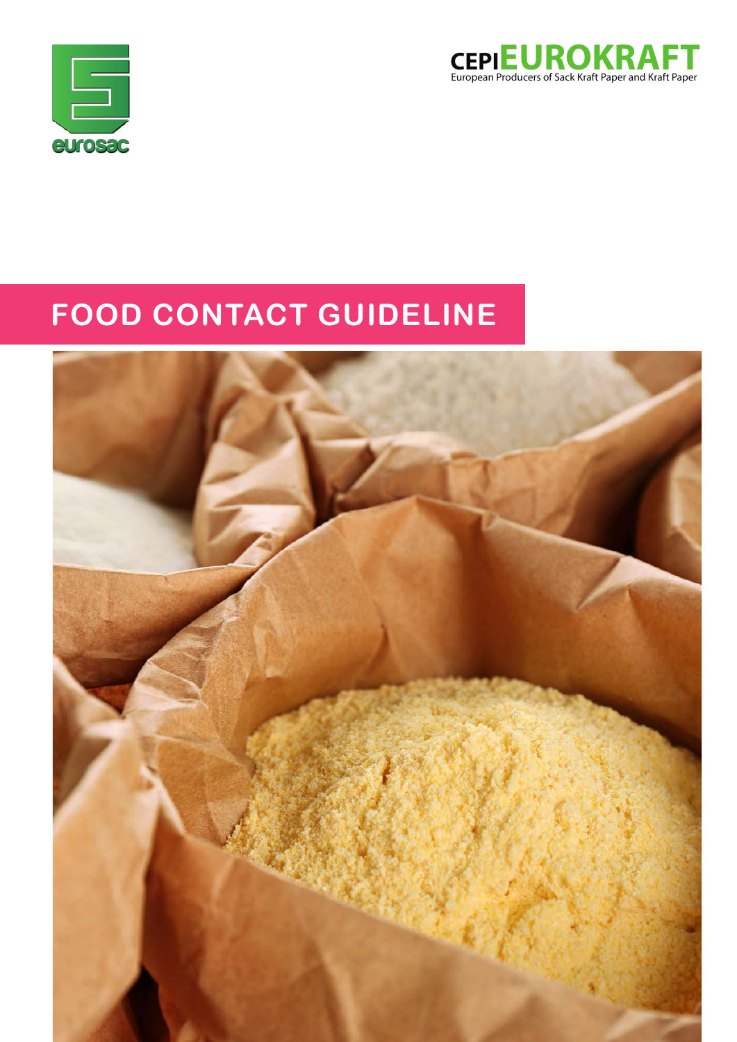eurosac

CEPI EUROKRAFT
European Producers of Sack Kraft Paper and Kraft Paper

# FOOD CONTACT GUIDELINE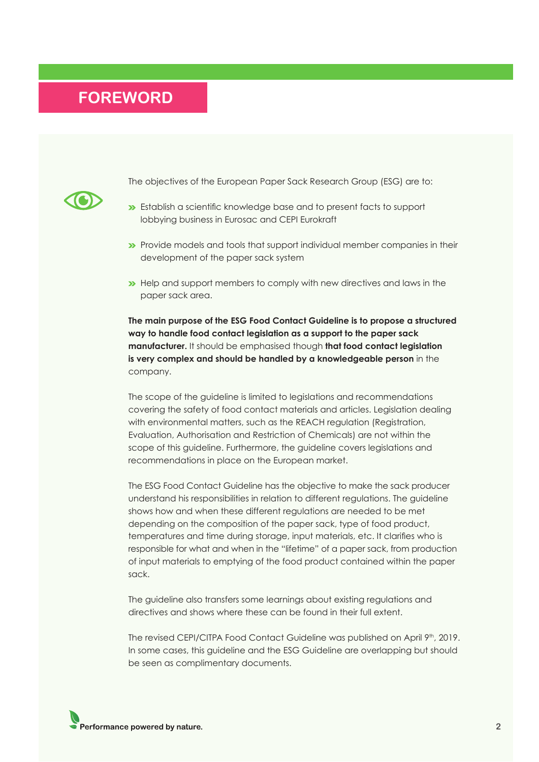# FOREWORD

The objectives of the European Paper Sack Research Group (ESG) are to:

- Establish a scientific knowledge base and to present facts to support lobbying business in Eurosac and CEPI Eurokraft
- Provide models and tools that support individual member companies in their development of the paper sack system
- Help and support members to comply with new directives and laws in the paper sack area.

**The main purpose of the ESG Food Contact Guideline is to propose a structured way to handle food contact legislation as a support to the paper sack manufacturer.** It should be emphasised though **that food contact legislation is very complex and should be handled by a knowledgeable person** in the company.

The scope of the guideline is limited to legislations and recommendations covering the safety of food contact materials and articles. Legislation dealing with environmental matters, such as the REACH regulation (Registration, Evaluation, Authorisation and Restriction of Chemicals) are not within the scope of this guideline. Furthermore, the guideline covers legislations and recommendations in place on the European market.

The ESG Food Contact Guideline has the objective to make the sack producer understand his responsibilities in relation to different regulations. The guideline shows how and when these different regulations are needed to be met depending on the composition of the paper sack, type of food product, temperatures and time during storage, input materials, etc. It clarifies who is responsible for what and when in the "lifetime" of a paper sack, from production of input materials to emptying of the food product contained within the paper sack.

The guideline also transfers some learnings about existing regulations and directives and shows where these can be found in their full extent.

The revised CEPI/CITPA Food Contact Guideline was published on April 9th, 2019. In some cases, this guideline and the ESG Guideline are overlapping but should be seen as complimentary documents.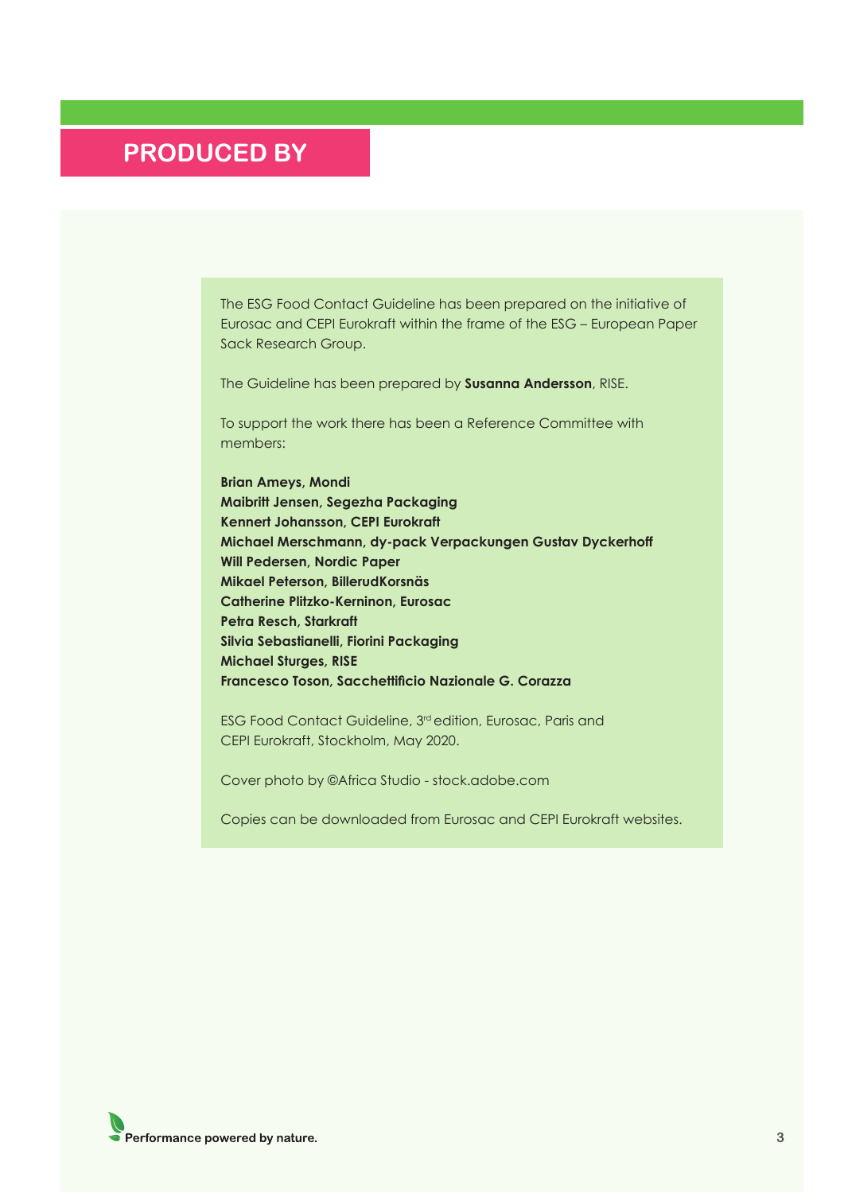# PRODUCED BY

The ESG Food Contact Guideline has been prepared on the initiative of Eurosac and CEPI Eurokraft within the frame of the ESG – European Paper Sack Research Group.

The Guideline has been prepared by **Susanna Andersson**, RISE.

To support the work there has been a Reference Committee with members:

**Brian Ameys, Mondi**
**Maibritt Jensen, Segezha Packaging**
**Kennert Johansson, CEPI Eurokraft**
**Michael Merschmann, dy-pack Verpackungen Gustav Dyckerhoff**
**Will Pedersen, Nordic Paper**
**Mikael Peterson, BillerudKorsnäs**
**Catherine Plitzko-Kerninon, Eurosac**
**Petra Resch, Starkraft**
**Silvia Sebastianelli, Fiorini Packaging**
**Michael Sturges, RISE**
**Francesco Toson, Sacchettificio Nazionale G. Corazza**

ESG Food Contact Guideline, 3rd edition, Eurosac, Paris and CEPI Eurokraft, Stockholm, May 2020.

Cover photo by ©Africa Studio - stock.adobe.com

Copies can be downloaded from Eurosac and CEPI Eurokraft websites.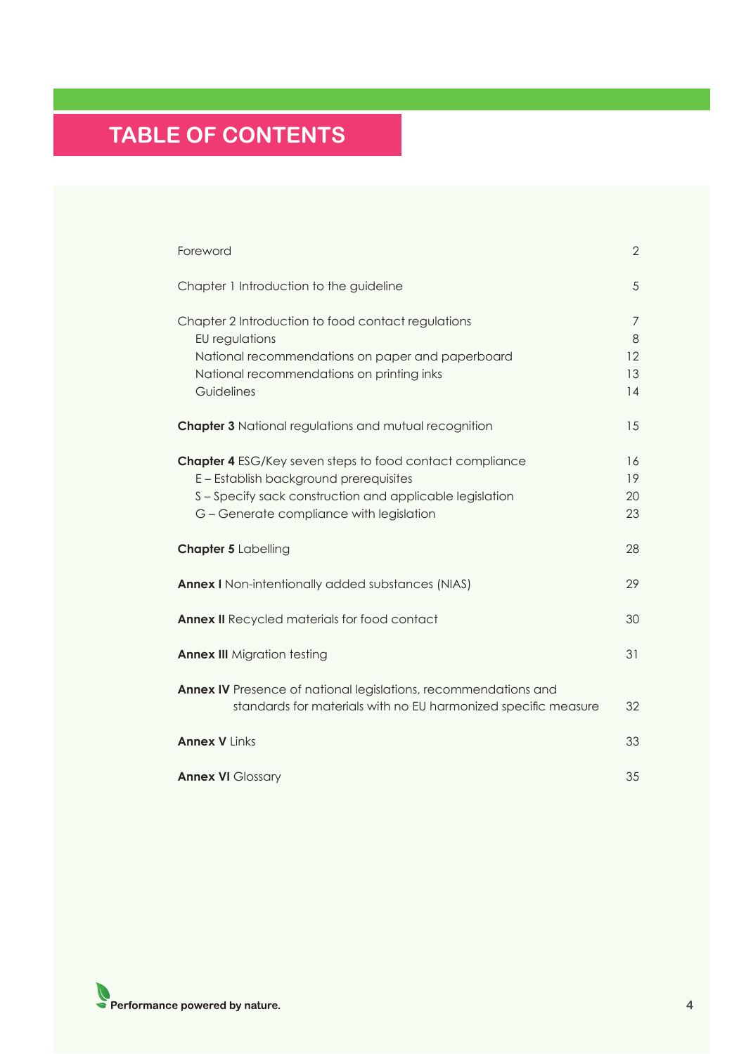# TABLE OF CONTENTS

| | |
|---|---|
| Foreword | 2 |
| Chapter 1 Introduction to the guideline | 5 |
| Chapter 2 Introduction to food contact regulations | 7 |
| EU regulations | 8 |
| National recommendations on paper and paperboard | 12 |
| National recommendations on printing inks | 13 |
| Guidelines | 14 |
| **Chapter 3** National regulations and mutual recognition | 15 |
| **Chapter 4** ESG/Key seven steps to food contact compliance | 16 |
| E – Establish background prerequisites | 19 |
| S – Specify sack construction and applicable legislation | 20 |
| G – Generate compliance with legislation | 23 |
| **Chapter 5** Labelling | 28 |
| **Annex I** Non-intentionally added substances (NIAS) | 29 |
| **Annex II** Recycled materials for food contact | 30 |
| **Annex III** Migration testing | 31 |
| **Annex IV** Presence of national legislations, recommendations and standards for materials with no EU harmonized specific measure | 32 |
| **Annex V** Links | 33 |
| **Annex VI** Glossary | 35 |

Performance powered by nature.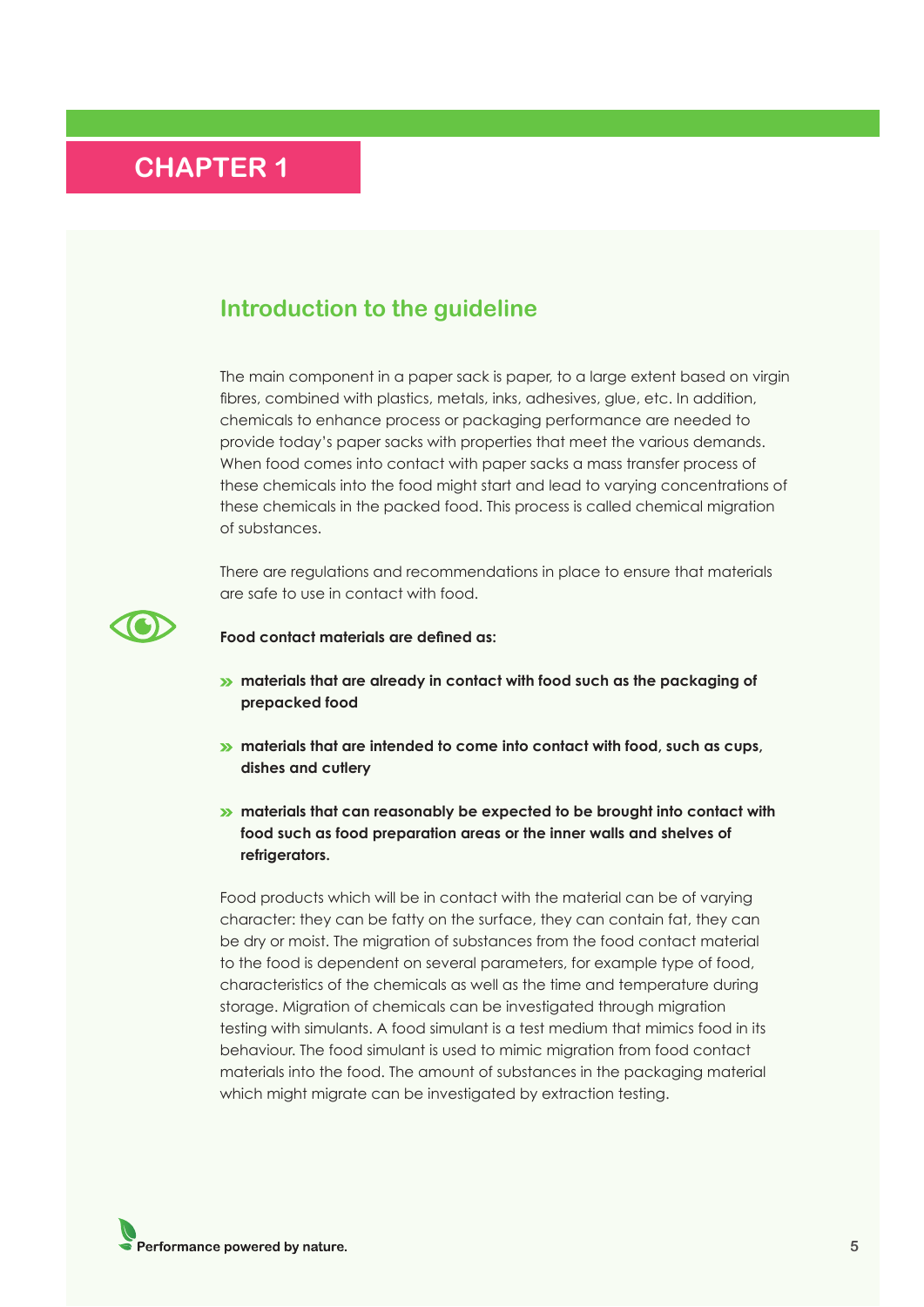# CHAPTER 1

## Introduction to the guideline

The main component in a paper sack is paper, to a large extent based on virgin fibres, combined with plastics, metals, inks, adhesives, glue, etc. In addition, chemicals to enhance process or packaging performance are needed to provide today's paper sacks with properties that meet the various demands. When food comes into contact with paper sacks a mass transfer process of these chemicals into the food might start and lead to varying concentrations of these chemicals in the packed food. This process is called chemical migration of substances.

There are regulations and recommendations in place to ensure that materials are safe to use in contact with food.

**Food contact materials are defined as:**

- **materials that are already in contact with food such as the packaging of prepacked food**
- **materials that are intended to come into contact with food, such as cups, dishes and cutlery**
- **materials that can reasonably be expected to be brought into contact with food such as food preparation areas or the inner walls and shelves of refrigerators.**

Food products which will be in contact with the material can be of varying character: they can be fatty on the surface, they can contain fat, they can be dry or moist. The migration of substances from the food contact material to the food is dependent on several parameters, for example type of food, characteristics of the chemicals as well as the time and temperature during storage. Migration of chemicals can be investigated through migration testing with simulants. A food simulant is a test medium that mimics food in its behaviour. The food simulant is used to mimic migration from food contact materials into the food. The amount of substances in the packaging material which might migrate can be investigated by extraction testing.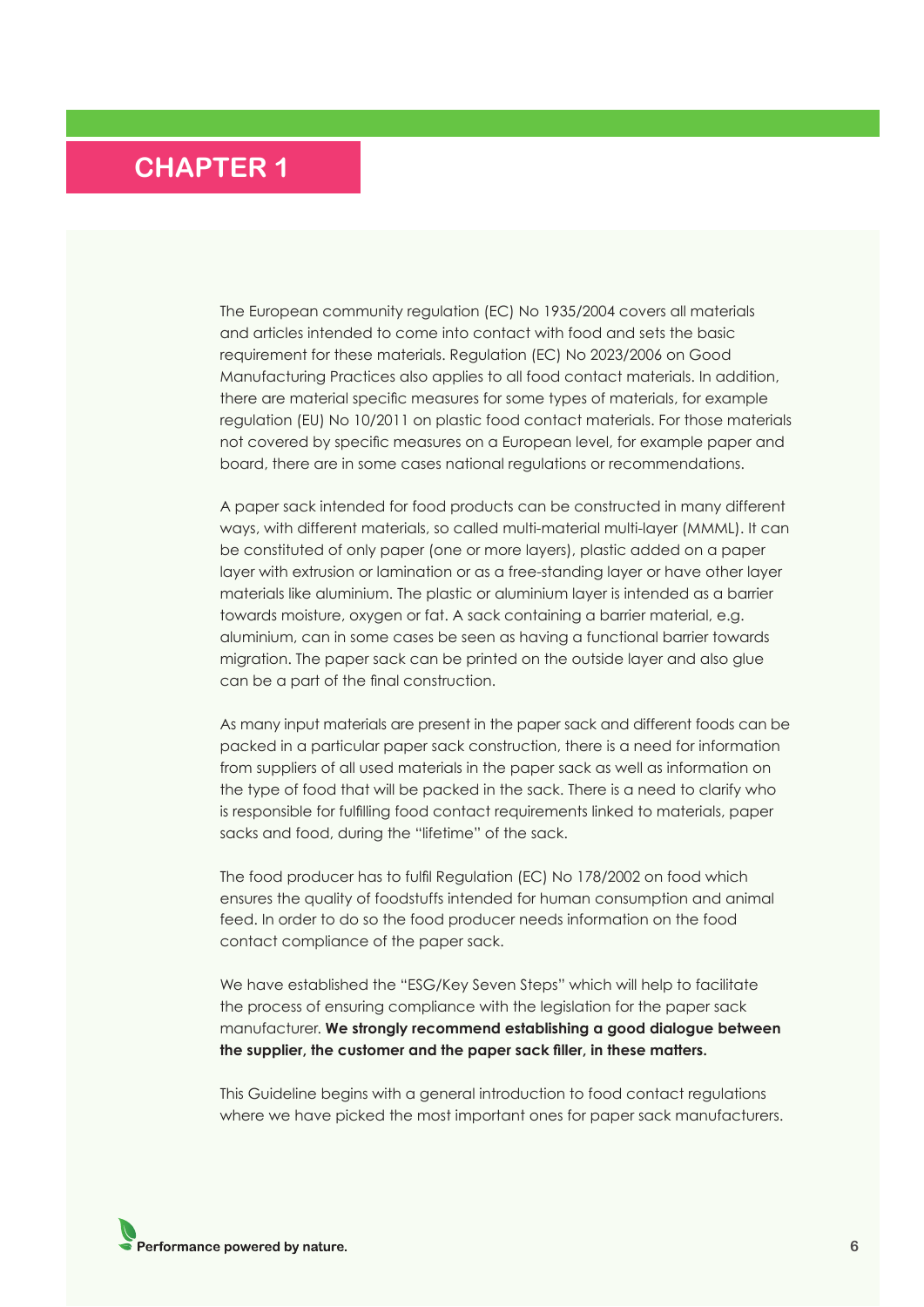# CHAPTER 1

The European community regulation (EC) No 1935/2004 covers all materials and articles intended to come into contact with food and sets the basic requirement for these materials. Regulation (EC) No 2023/2006 on Good Manufacturing Practices also applies to all food contact materials. In addition, there are material specific measures for some types of materials, for example regulation (EU) No 10/2011 on plastic food contact materials. For those materials not covered by specific measures on a European level, for example paper and board, there are in some cases national regulations or recommendations.

A paper sack intended for food products can be constructed in many different ways, with different materials, so called multi-material multi-layer (MMML). It can be constituted of only paper (one or more layers), plastic added on a paper layer with extrusion or lamination or as a free-standing layer or have other layer materials like aluminium. The plastic or aluminium layer is intended as a barrier towards moisture, oxygen or fat. A sack containing a barrier material, e.g. aluminium, can in some cases be seen as having a functional barrier towards migration. The paper sack can be printed on the outside layer and also glue can be a part of the final construction.

As many input materials are present in the paper sack and different foods can be packed in a particular paper sack construction, there is a need for information from suppliers of all used materials in the paper sack as well as information on the type of food that will be packed in the sack. There is a need to clarify who is responsible for fulfilling food contact requirements linked to materials, paper sacks and food, during the "lifetime" of the sack.

The food producer has to fulfil Regulation (EC) No 178/2002 on food which ensures the quality of foodstuffs intended for human consumption and animal feed. In order to do so the food producer needs information on the food contact compliance of the paper sack.

We have established the "ESG/Key Seven Steps" which will help to facilitate the process of ensuring compliance with the legislation for the paper sack manufacturer. **We strongly recommend establishing a good dialogue between the supplier, the customer and the paper sack filler, in these matters.**

This Guideline begins with a general introduction to food contact regulations where we have picked the most important ones for paper sack manufacturers.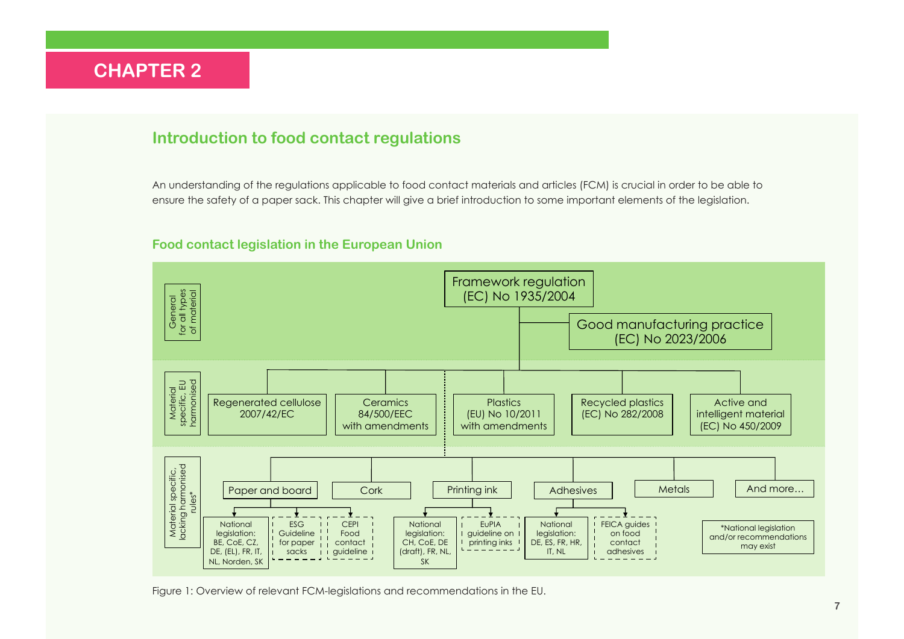# CHAPTER 2

## Introduction to food contact regulations

An understanding of the regulations applicable to food contact materials and articles (FCM) is crucial in order to be able to ensure the safety of a paper sack. This chapter will give a brief introduction to some important elements of the legislation.

### Food contact legislation in the European Union

**General for all types of material**

- Framework regulation (EC) No 1935/2004
- Good manufacturing practice (EC) No 2023/2006

**Material specific, EU harmonised**

- Regenerated cellulose 2007/42/EC
- Ceramics 84/500/EEC with amendments
- Plastics (EU) No 10/2011 with amendments
- Recycled plastics (EC) No 282/2008
- Active and intelligent material (EC) No 450/2009

**Material specific, lacking harmonised rules***

- Paper and board
  - National legislation: BE, CoE, CZ, DE, (EL), FR, IT, NL, Norden, SK
  - ESG Guideline for paper sacks
  - CEPI Food contact guideline
- Cork
- Printing ink
  - National legislation: CH, CoE, DE (draft), FR, NL, SK
  - EuPIA guideline on printing inks
- Adhesives
  - National legislation: DE, ES, FR, HR, IT, NL
  - FEICA guides on food contact adhesives
- Metals
- And more…

*National legislation and/or recommendations may exist

Figure 1: Overview of relevant FCM-legislations and recommendations in the EU.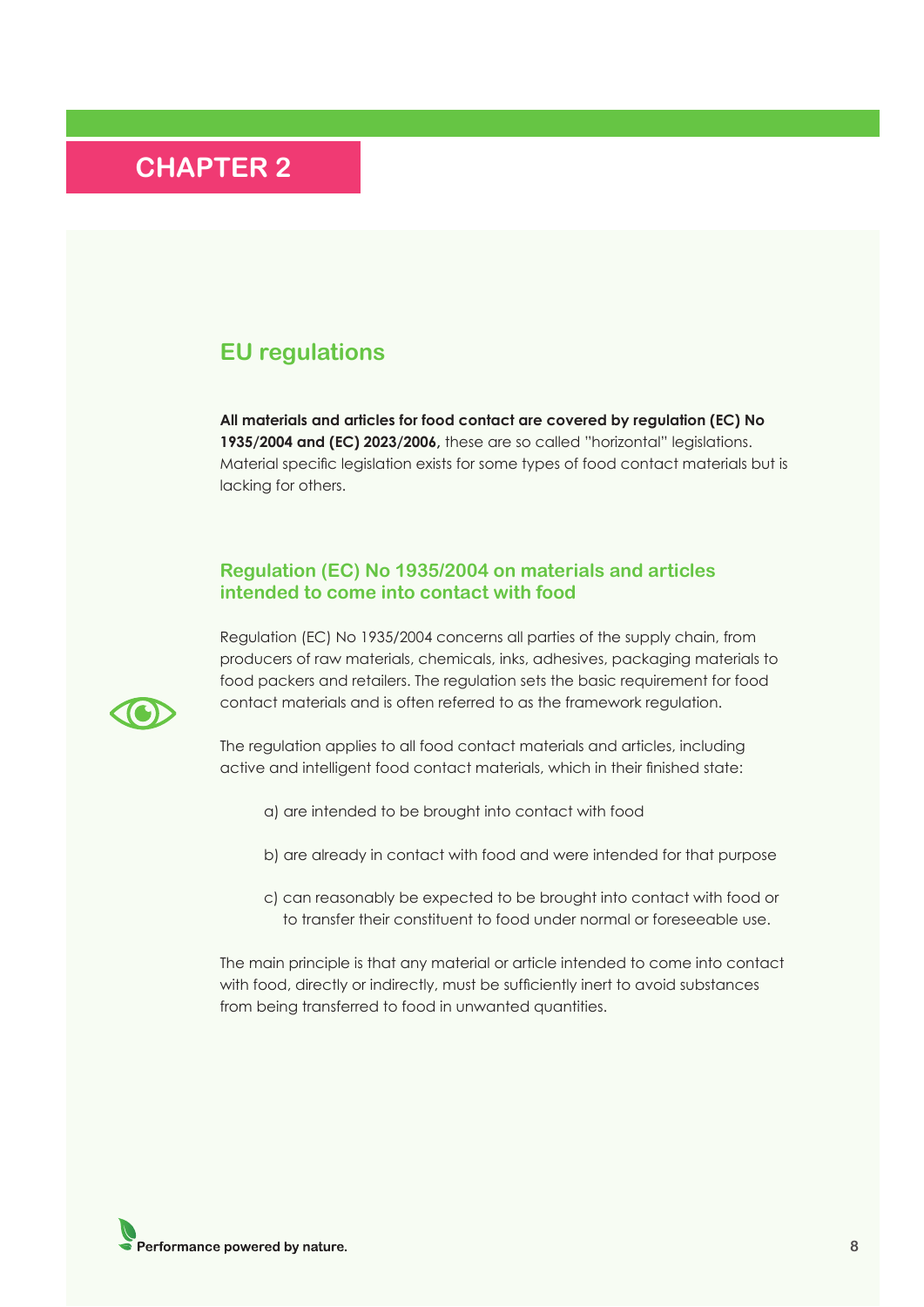# CHAPTER 2

## EU regulations

**All materials and articles for food contact are covered by regulation (EC) No 1935/2004 and (EC) 2023/2006,** these are so called "horizontal" legislations. Material specific legislation exists for some types of food contact materials but is lacking for others.

### Regulation (EC) No 1935/2004 on materials and articles intended to come into contact with food

Regulation (EC) No 1935/2004 concerns all parties of the supply chain, from producers of raw materials, chemicals, inks, adhesives, packaging materials to food packers and retailers. The regulation sets the basic requirement for food contact materials and is often referred to as the framework regulation.

The regulation applies to all food contact materials and articles, including active and intelligent food contact materials, which in their finished state:

a) are intended to be brought into contact with food

b) are already in contact with food and were intended for that purpose

c) can reasonably be expected to be brought into contact with food or to transfer their constituent to food under normal or foreseeable use.

The main principle is that any material or article intended to come into contact with food, directly or indirectly, must be sufficiently inert to avoid substances from being transferred to food in unwanted quantities.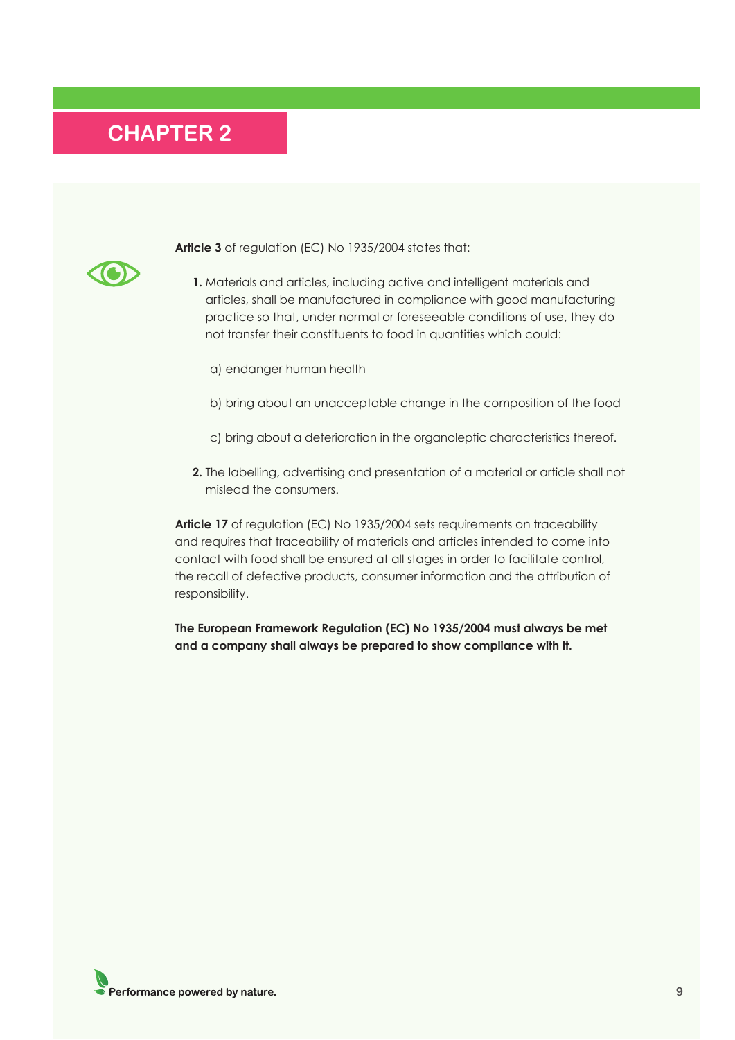# CHAPTER 2

**Article 3** of regulation (EC) No 1935/2004 states that:

1. Materials and articles, including active and intelligent materials and articles, shall be manufactured in compliance with good manufacturing practice so that, under normal or foreseeable conditions of use, they do not transfer their constituents to food in quantities which could:

   a) endanger human health

   b) bring about an unacceptable change in the composition of the food

   c) bring about a deterioration in the organoleptic characteristics thereof.

2. The labelling, advertising and presentation of a material or article shall not mislead the consumers.

**Article 17** of regulation (EC) No 1935/2004 sets requirements on traceability and requires that traceability of materials and articles intended to come into contact with food shall be ensured at all stages in order to facilitate control, the recall of defective products, consumer information and the attribution of responsibility.

**The European Framework Regulation (EC) No 1935/2004 must always be met and a company shall always be prepared to show compliance with it.**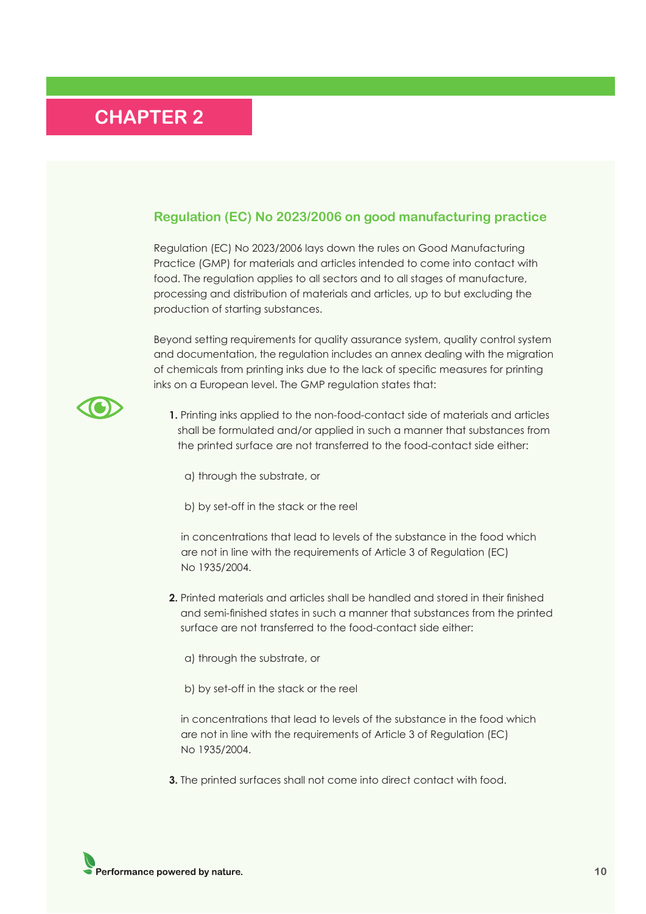# CHAPTER 2

## Regulation (EC) No 2023/2006 on good manufacturing practice

Regulation (EC) No 2023/2006 lays down the rules on Good Manufacturing Practice (GMP) for materials and articles intended to come into contact with food. The regulation applies to all sectors and to all stages of manufacture, processing and distribution of materials and articles, up to but excluding the production of starting substances.

Beyond setting requirements for quality assurance system, quality control system and documentation, the regulation includes an annex dealing with the migration of chemicals from printing inks due to the lack of specific measures for printing inks on a European level. The GMP regulation states that:

1. Printing inks applied to the non-food-contact side of materials and articles shall be formulated and/or applied in such a manner that substances from the printed surface are not transferred to the food-contact side either:

   a) through the substrate, or

   b) by set-off in the stack or the reel

   in concentrations that lead to levels of the substance in the food which are not in line with the requirements of Article 3 of Regulation (EC) No 1935/2004.

2. Printed materials and articles shall be handled and stored in their finished and semi-finished states in such a manner that substances from the printed surface are not transferred to the food-contact side either:

   a) through the substrate, or

   b) by set-off in the stack or the reel

   in concentrations that lead to levels of the substance in the food which are not in line with the requirements of Article 3 of Regulation (EC) No 1935/2004.

3. The printed surfaces shall not come into direct contact with food.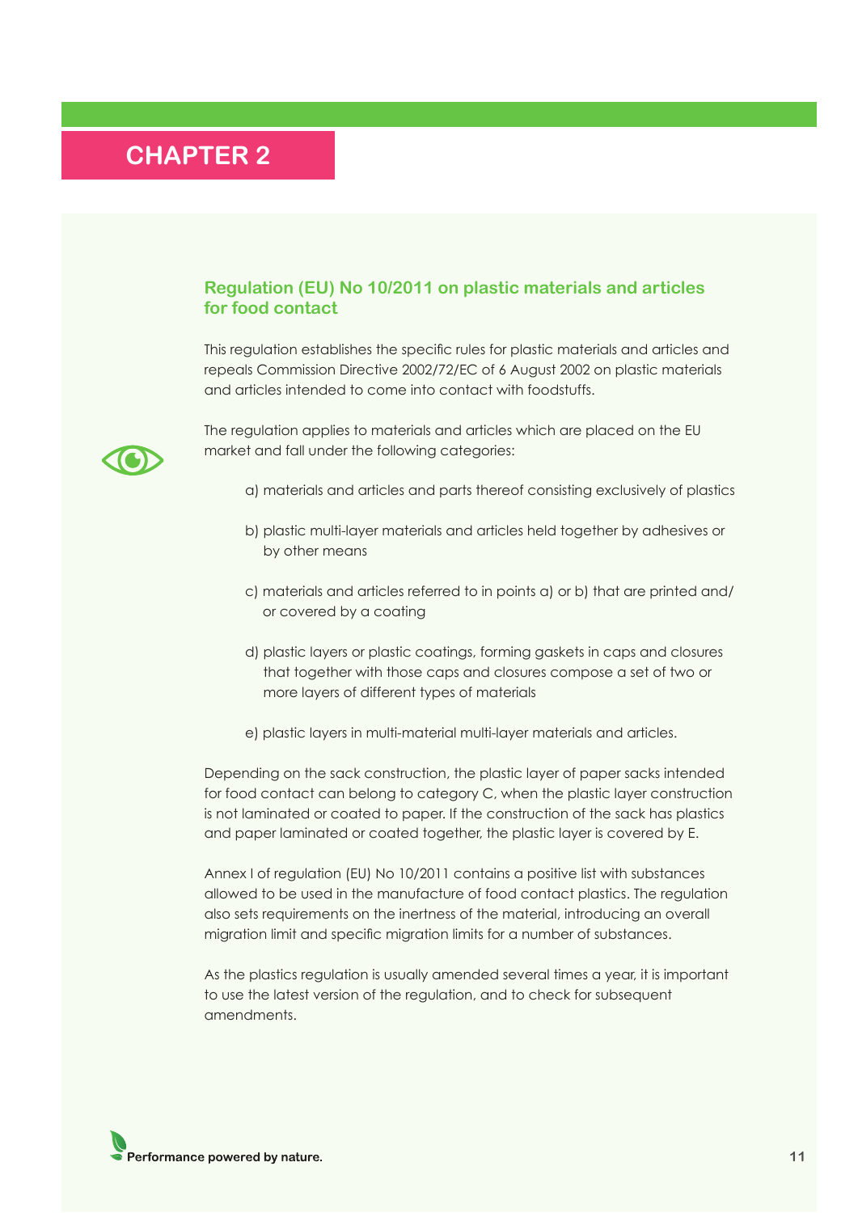# CHAPTER 2

## Regulation (EU) No 10/2011 on plastic materials and articles for food contact

This regulation establishes the specific rules for plastic materials and articles and repeals Commission Directive 2002/72/EC of 6 August 2002 on plastic materials and articles intended to come into contact with foodstuffs.

The regulation applies to materials and articles which are placed on the EU market and fall under the following categories:

a) materials and articles and parts thereof consisting exclusively of plastics

b) plastic multi-layer materials and articles held together by adhesives or by other means

c) materials and articles referred to in points a) or b) that are printed and/or covered by a coating

d) plastic layers or plastic coatings, forming gaskets in caps and closures that together with those caps and closures compose a set of two or more layers of different types of materials

e) plastic layers in multi-material multi-layer materials and articles.

Depending on the sack construction, the plastic layer of paper sacks intended for food contact can belong to category C, when the plastic layer construction is not laminated or coated to paper. If the construction of the sack has plastics and paper laminated or coated together, the plastic layer is covered by E.

Annex I of regulation (EU) No 10/2011 contains a positive list with substances allowed to be used in the manufacture of food contact plastics. The regulation also sets requirements on the inertness of the material, introducing an overall migration limit and specific migration limits for a number of substances.

As the plastics regulation is usually amended several times a year, it is important to use the latest version of the regulation, and to check for subsequent amendments.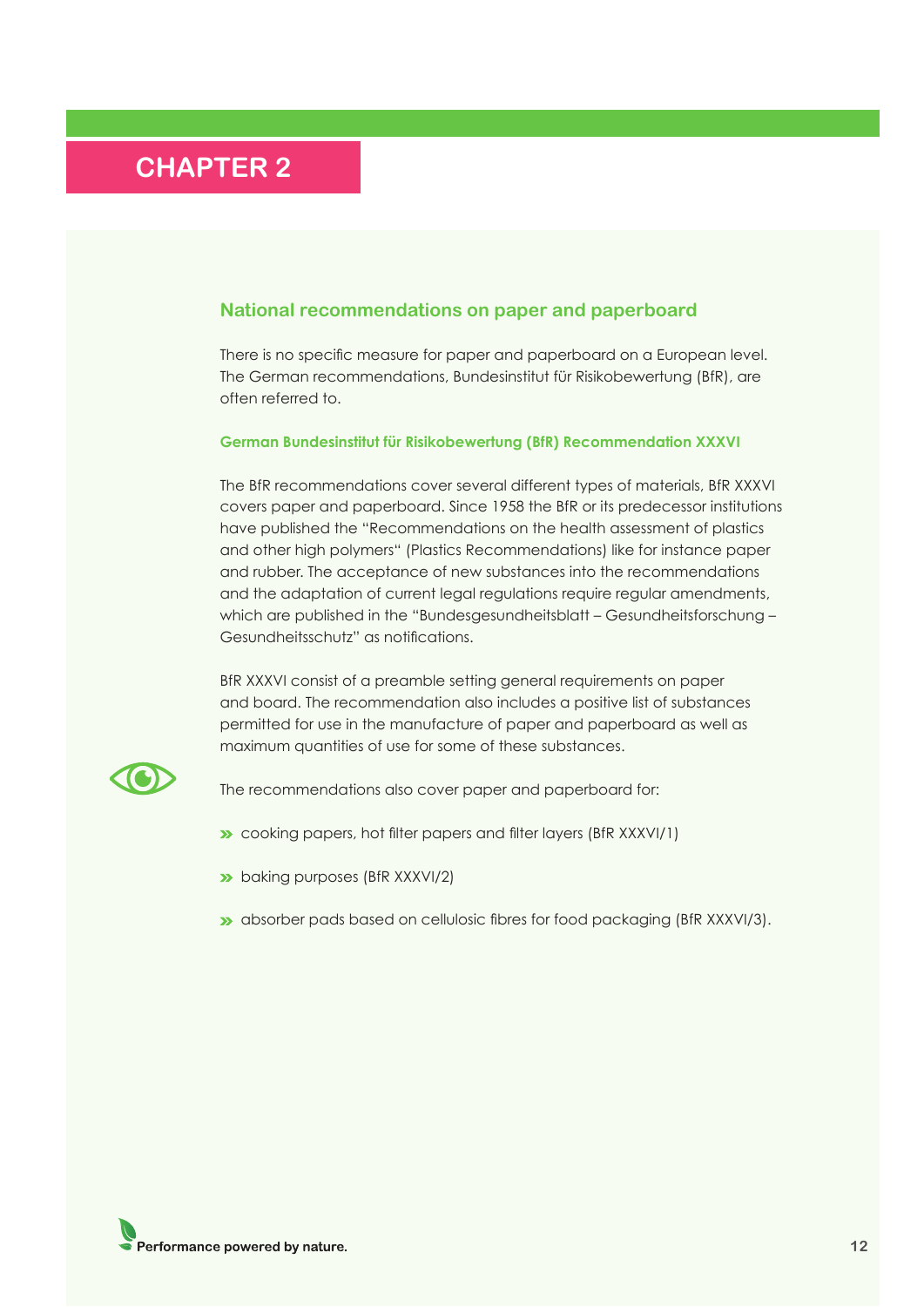# CHAPTER 2

## National recommendations on paper and paperboard

There is no specific measure for paper and paperboard on a European level. The German recommendations, Bundesinstitut für Risikobewertung (BfR), are often referred to.

### German Bundesinstitut für Risikobewertung (BfR) Recommendation XXXVI

The BfR recommendations cover several different types of materials, BfR XXXVI covers paper and paperboard. Since 1958 the BfR or its predecessor institutions have published the "Recommendations on the health assessment of plastics and other high polymers" (Plastics Recommendations) like for instance paper and rubber. The acceptance of new substances into the recommendations and the adaptation of current legal regulations require regular amendments, which are published in the "Bundesgesundheitsblatt – Gesundheitsforschung – Gesundheitsschutz" as notifications.

BfR XXXVI consist of a preamble setting general requirements on paper and board. The recommendation also includes a positive list of substances permitted for use in the manufacture of paper and paperboard as well as maximum quantities of use for some of these substances.

The recommendations also cover paper and paperboard for:

- cooking papers, hot filter papers and filter layers (BfR XXXVI/1)
- baking purposes (BfR XXXVI/2)
- absorber pads based on cellulosic fibres for food packaging (BfR XXXVI/3).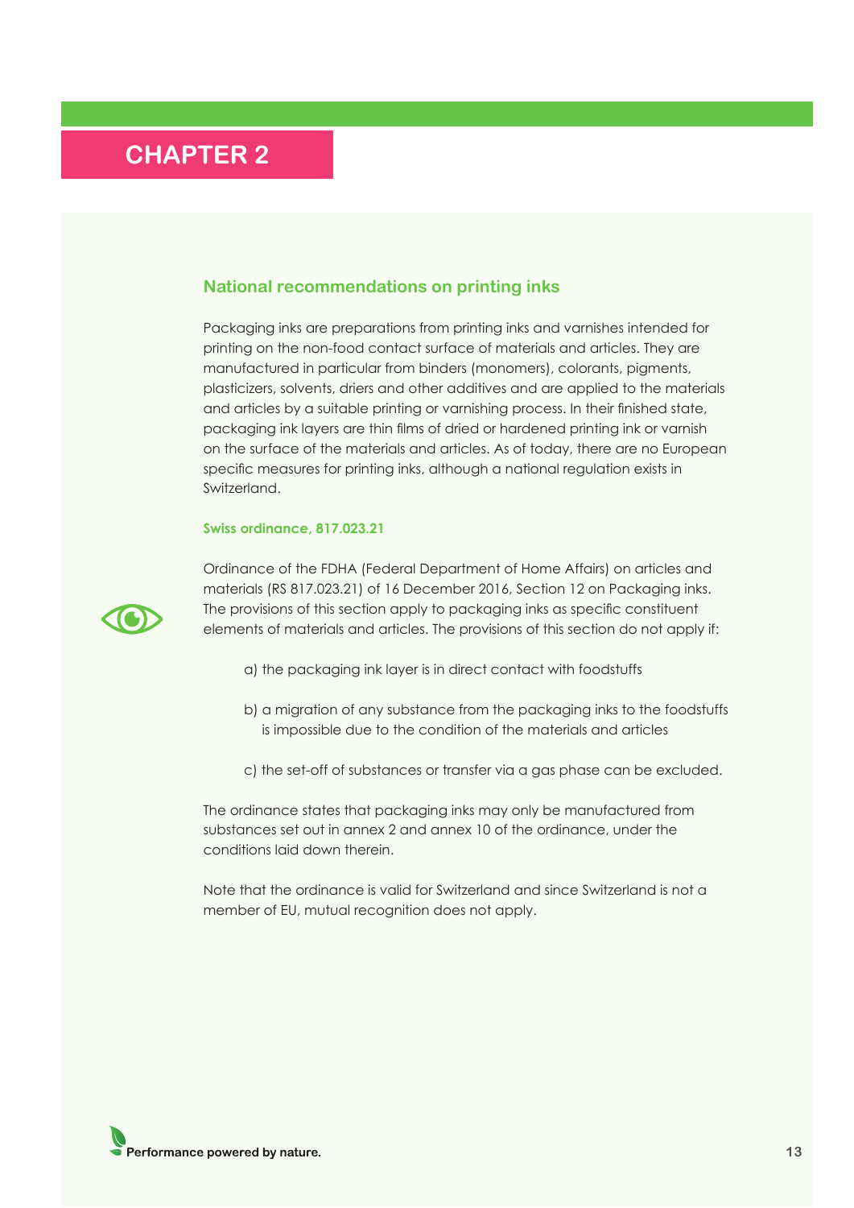# CHAPTER 2

## National recommendations on printing inks

Packaging inks are preparations from printing inks and varnishes intended for printing on the non-food contact surface of materials and articles. They are manufactured in particular from binders (monomers), colorants, pigments, plasticizers, solvents, driers and other additives and are applied to the materials and articles by a suitable printing or varnishing process. In their finished state, packaging ink layers are thin films of dried or hardened printing ink or varnish on the surface of the materials and articles. As of today, there are no European specific measures for printing inks, although a national regulation exists in Switzerland.

### Swiss ordinance, 817.023.21

Ordinance of the FDHA (Federal Department of Home Affairs) on articles and materials (RS 817.023.21) of 16 December 2016, Section 12 on Packaging inks. The provisions of this section apply to packaging inks as specific constituent elements of materials and articles. The provisions of this section do not apply if:

a) the packaging ink layer is in direct contact with foodstuffs

b) a migration of any substance from the packaging inks to the foodstuffs is impossible due to the condition of the materials and articles

c) the set-off of substances or transfer via a gas phase can be excluded.

The ordinance states that packaging inks may only be manufactured from substances set out in annex 2 and annex 10 of the ordinance, under the conditions laid down therein.

Note that the ordinance is valid for Switzerland and since Switzerland is not a member of EU, mutual recognition does not apply.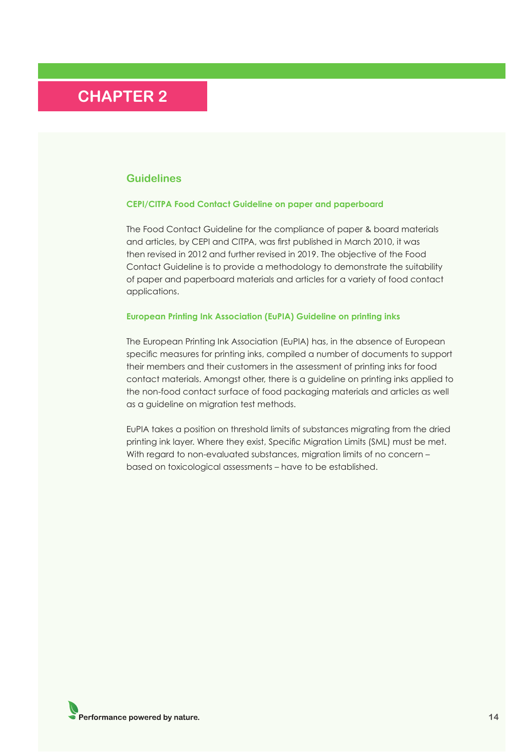# CHAPTER 2

## Guidelines

### CEPI/CITPA Food Contact Guideline on paper and paperboard

The Food Contact Guideline for the compliance of paper & board materials and articles, by CEPI and CITPA, was first published in March 2010, it was then revised in 2012 and further revised in 2019. The objective of the Food Contact Guideline is to provide a methodology to demonstrate the suitability of paper and paperboard materials and articles for a variety of food contact applications.

### European Printing Ink Association (EuPIA) Guideline on printing inks

The European Printing Ink Association (EuPIA) has, in the absence of European specific measures for printing inks, compiled a number of documents to support their members and their customers in the assessment of printing inks for food contact materials. Amongst other, there is a guideline on printing inks applied to the non-food contact surface of food packaging materials and articles as well as a guideline on migration test methods.

EuPIA takes a position on threshold limits of substances migrating from the dried printing ink layer. Where they exist, Specific Migration Limits (SML) must be met. With regard to non-evaluated substances, migration limits of no concern – based on toxicological assessments – have to be established.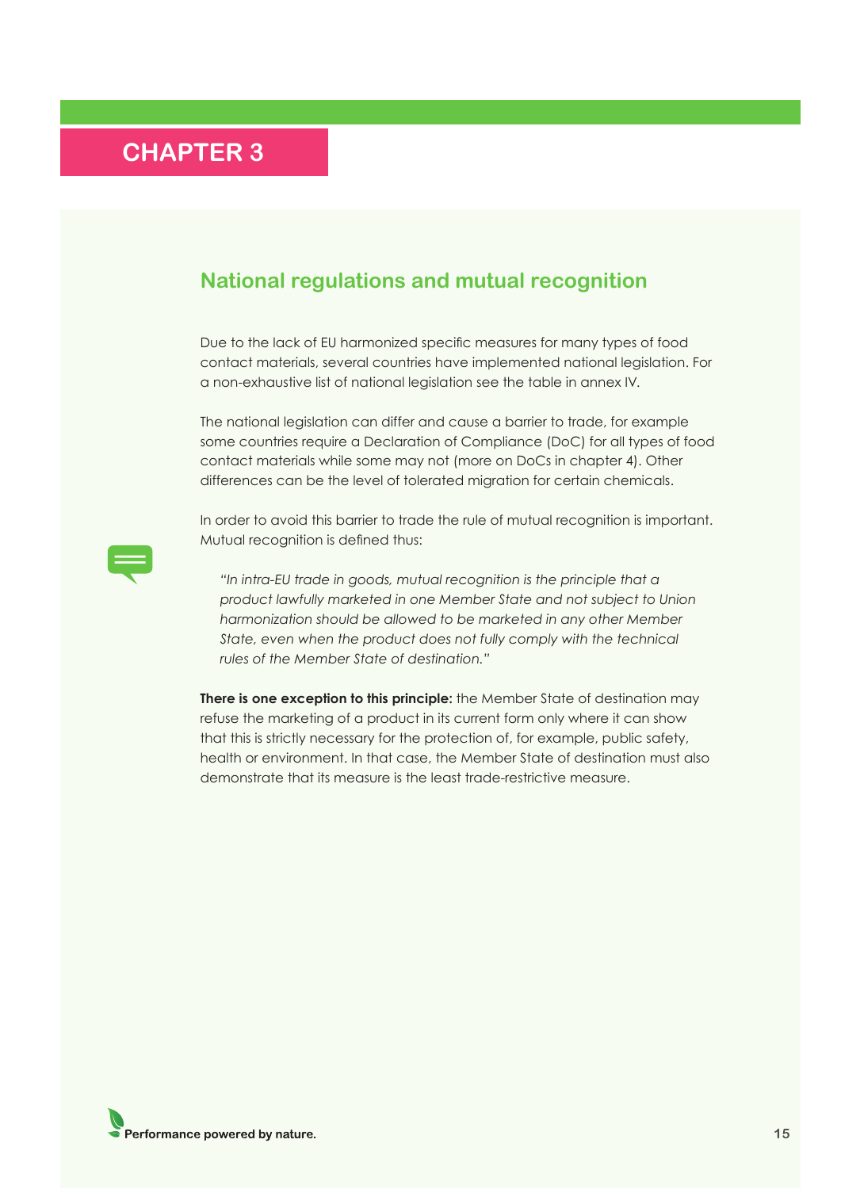# CHAPTER 3

## National regulations and mutual recognition

Due to the lack of EU harmonized specific measures for many types of food contact materials, several countries have implemented national legislation. For a non-exhaustive list of national legislation see the table in annex IV.

The national legislation can differ and cause a barrier to trade, for example some countries require a Declaration of Compliance (DoC) for all types of food contact materials while some may not (more on DoCs in chapter 4). Other differences can be the level of tolerated migration for certain chemicals.

In order to avoid this barrier to trade the rule of mutual recognition is important. Mutual recognition is defined thus:

> *"In intra-EU trade in goods, mutual recognition is the principle that a product lawfully marketed in one Member State and not subject to Union harmonization should be allowed to be marketed in any other Member State, even when the product does not fully comply with the technical rules of the Member State of destination."*

**There is one exception to this principle:** the Member State of destination may refuse the marketing of a product in its current form only where it can show that this is strictly necessary for the protection of, for example, public safety, health or environment. In that case, the Member State of destination must also demonstrate that its measure is the least trade-restrictive measure.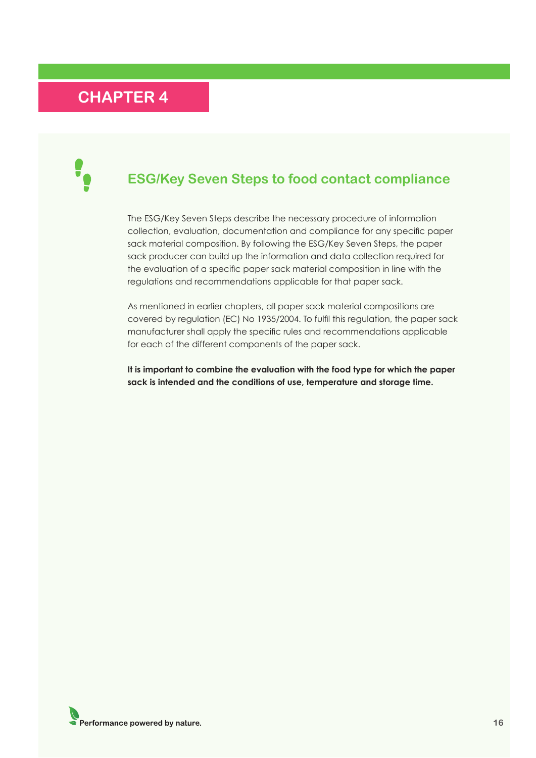# CHAPTER 4

## ESG/Key Seven Steps to food contact compliance

The ESG/Key Seven Steps describe the necessary procedure of information collection, evaluation, documentation and compliance for any specific paper sack material composition. By following the ESG/Key Seven Steps, the paper sack producer can build up the information and data collection required for the evaluation of a specific paper sack material composition in line with the regulations and recommendations applicable for that paper sack.

As mentioned in earlier chapters, all paper sack material compositions are covered by regulation (EC) No 1935/2004. To fulfil this regulation, the paper sack manufacturer shall apply the specific rules and recommendations applicable for each of the different components of the paper sack.

**It is important to combine the evaluation with the food type for which the paper sack is intended and the conditions of use, temperature and storage time.**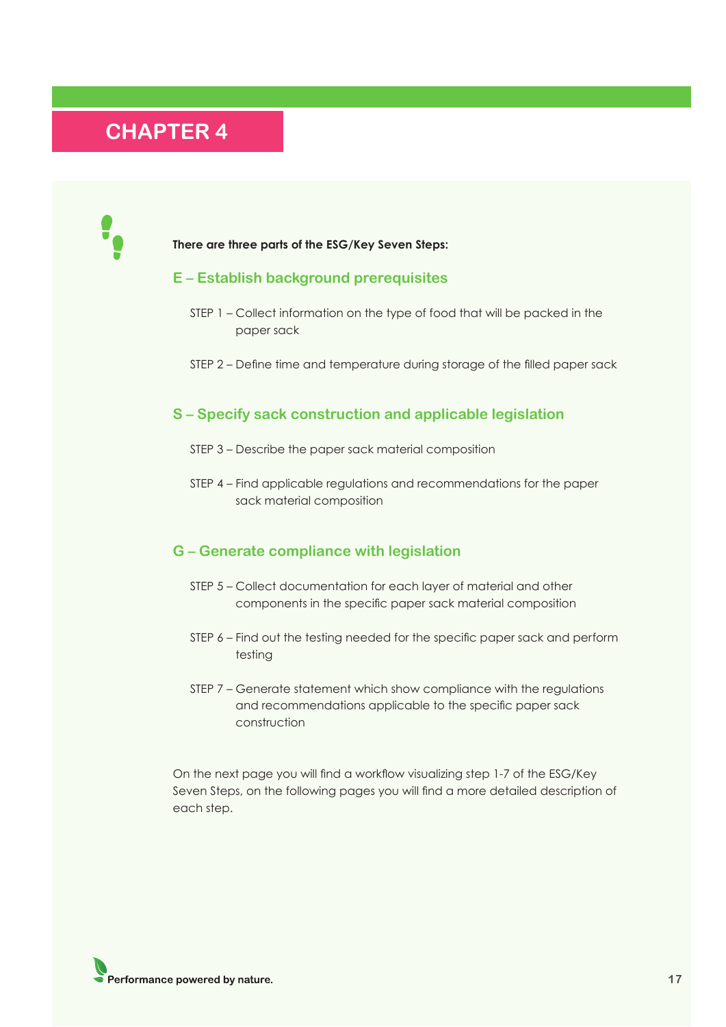# CHAPTER 4

**There are three parts of the ESG/Key Seven Steps:**

## E – Establish background prerequisites

STEP 1 – Collect information on the type of food that will be packed in the paper sack

STEP 2 – Define time and temperature during storage of the filled paper sack

## S – Specify sack construction and applicable legislation

STEP 3 – Describe the paper sack material composition

STEP 4 – Find applicable regulations and recommendations for the paper sack material composition

## G – Generate compliance with legislation

STEP 5 – Collect documentation for each layer of material and other components in the specific paper sack material composition

STEP 6 – Find out the testing needed for the specific paper sack and perform testing

STEP 7 – Generate statement which show compliance with the regulations and recommendations applicable to the specific paper sack construction

On the next page you will find a workflow visualizing step 1-7 of the ESG/Key Seven Steps, on the following pages you will find a more detailed description of each step.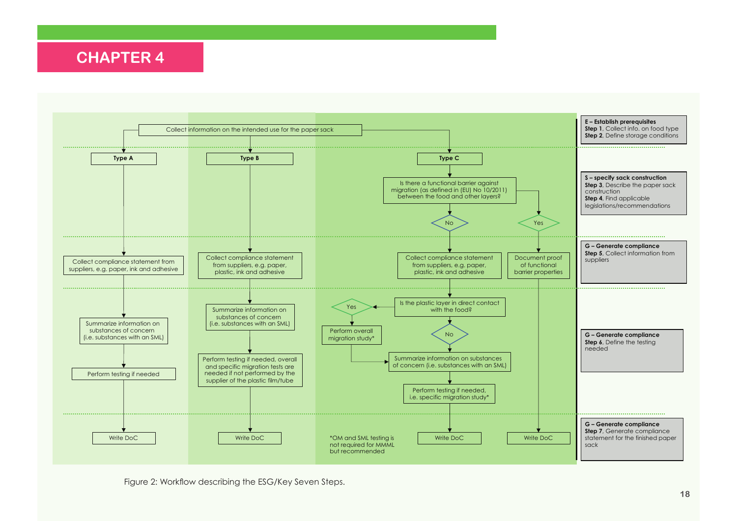# CHAPTER 4

**E – Establish prerequisites**
**Step 1**, Collect info. on food type
**Step 2**, Define storage conditions

Collect information on the intended use for the paper sack

- **Type A**
- **Type B**
- **Type C**

**S – specify sack construction**
**Step 3**, Describe the paper sack construction
**Step 4**, Find applicable legislations/recommendations

Type C: Is there a functional barrier against migration (as defined in (EU) No 10/2011) between the food and other layers?

- No
- Yes

**G – Generate compliance**
**Step 5**, Collect information from suppliers

Type A: Collect compliance statement from suppliers, e.g. paper, ink and adhesive

Type B: Collect compliance statement from suppliers, e.g. paper, plastic, ink and adhesive

Type C (No): Collect compliance statement from suppliers, e.g. paper, plastic, ink and adhesive

Type C (Yes): Document proof of functional barrier properties

**G – Generate compliance**
**Step 6**, Define the testing needed

Type A: Summarize information on substances of concern (i.e. substances with an SML) → Perform testing if needed

Type B: Summarize information on substances of concern (i.e. substances with an SML) → Perform testing if needed, overall and specific migration tests are needed if not performed by the supplier of the plastic film/tube

Type C (No): Is the plastic layer in direct contact with the food?

- Yes → Perform overall migration study* → Summarize information on substances of concern (i.e. substances with an SML)
- No → Summarize information on substances of concern (i.e. substances with an SML) → Perform testing if needed, i.e. specific migration study*

**G – Generate compliance**
**Step 7**, Generate compliance statement for the finished paper sack

Write DoC | Write DoC | Write DoC | Write DoC

*OM and SML testing is not required for MMML but recommended

Figure 2: Workflow describing the ESG/Key Seven Steps.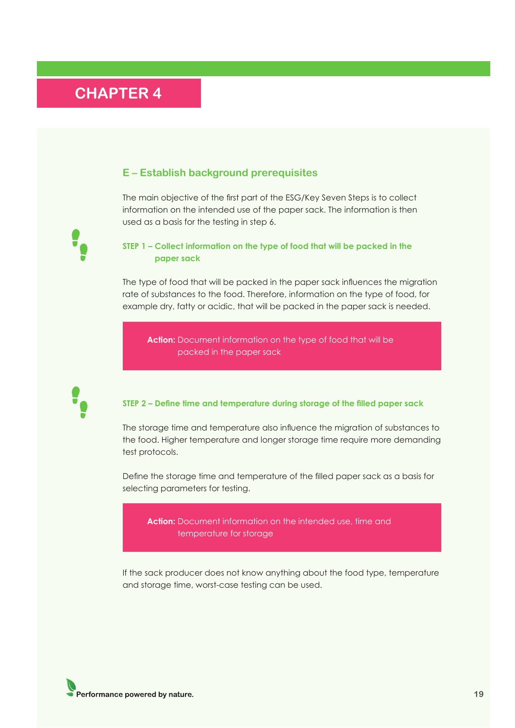# CHAPTER 4

## E – Establish background prerequisites

The main objective of the first part of the ESG/Key Seven Steps is to collect information on the intended use of the paper sack. The information is then used as a basis for the testing in step 6.

### STEP 1 – Collect information on the type of food that will be packed in the paper sack

The type of food that will be packed in the paper sack influences the migration rate of substances to the food. Therefore, information on the type of food, for example dry, fatty or acidic, that will be packed in the paper sack is needed.

> **Action:** Document information on the type of food that will be packed in the paper sack

### STEP 2 – Define time and temperature during storage of the filled paper sack

The storage time and temperature also influence the migration of substances to the food. Higher temperature and longer storage time require more demanding test protocols.

Define the storage time and temperature of the filled paper sack as a basis for selecting parameters for testing.

> **Action:** Document information on the intended use, time and temperature for storage

If the sack producer does not know anything about the food type, temperature and storage time, worst-case testing can be used.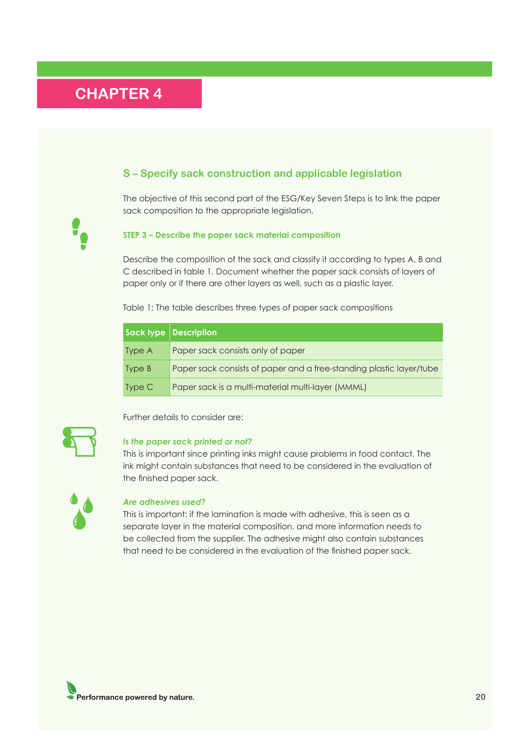# CHAPTER 4

## S – Specify sack construction and applicable legislation

The objective of this second part of the ESG/Key Seven Steps is to link the paper sack composition to the appropriate legislation.

### STEP 3 – Describe the paper sack material composition

Describe the composition of the sack and classify it according to types A, B and C described in table 1. Document whether the paper sack consists of layers of paper only or if there are other layers as well, such as a plastic layer.

Table 1: The table describes three types of paper sack compositions

| Sack type | Description |
|---|---|
| Type A | Paper sack consists only of paper |
| Type B | Paper sack consists of paper and a free-standing plastic layer/tube |
| Type C | Paper sack is a multi-material multi-layer (MMML) |

Further details to consider are:

***Is the paper sack printed or not?***
This is important since printing inks might cause problems in food contact. The ink might contain substances that need to be considered in the evaluation of the finished paper sack.

***Are adhesives used?***
This is important: if the lamination is made with adhesive, this is seen as a separate layer in the material composition, and more information needs to be collected from the supplier. The adhesive might also contain substances that need to be considered in the evaluation of the finished paper sack.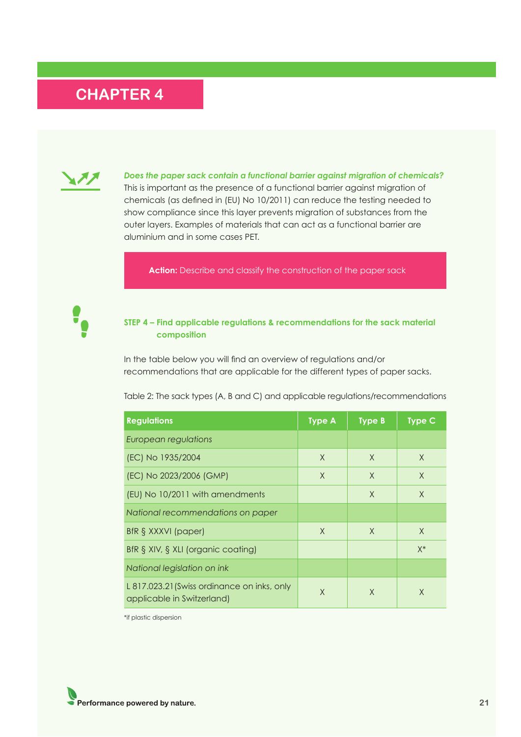# CHAPTER 4

***Does the paper sack contain a functional barrier against migration of chemicals?***
This is important as the presence of a functional barrier against migration of chemicals (as defined in (EU) No 10/2011) can reduce the testing needed to show compliance since this layer prevents migration of substances from the outer layers. Examples of materials that can act as a functional barrier are aluminium and in some cases PET.

**Action:** Describe and classify the construction of the paper sack

## STEP 4 – Find applicable regulations & recommendations for the sack material composition

In the table below you will find an overview of regulations and/or recommendations that are applicable for the different types of paper sacks.

Table 2: The sack types (A, B and C) and applicable regulations/recommendations

| Regulations | Type A | Type B | Type C |
|---|---|---|---|
| *European regulations* | | | |
| (EC) No 1935/2004 | X | X | X |
| (EC) No 2023/2006 (GMP) | X | X | X |
| (EU) No 10/2011 with amendments | | X | X |
| *National recommendations on paper* | | | |
| BfR § XXXVI (paper) | X | X | X |
| BfR § XIV, § XLI (organic coating) | | | X* |
| *National legislation on ink* | | | |
| L 817.023.21 (Swiss ordinance on inks, only applicable in Switzerland) | X | X | X |

*if plastic dispersion

Performance powered by nature.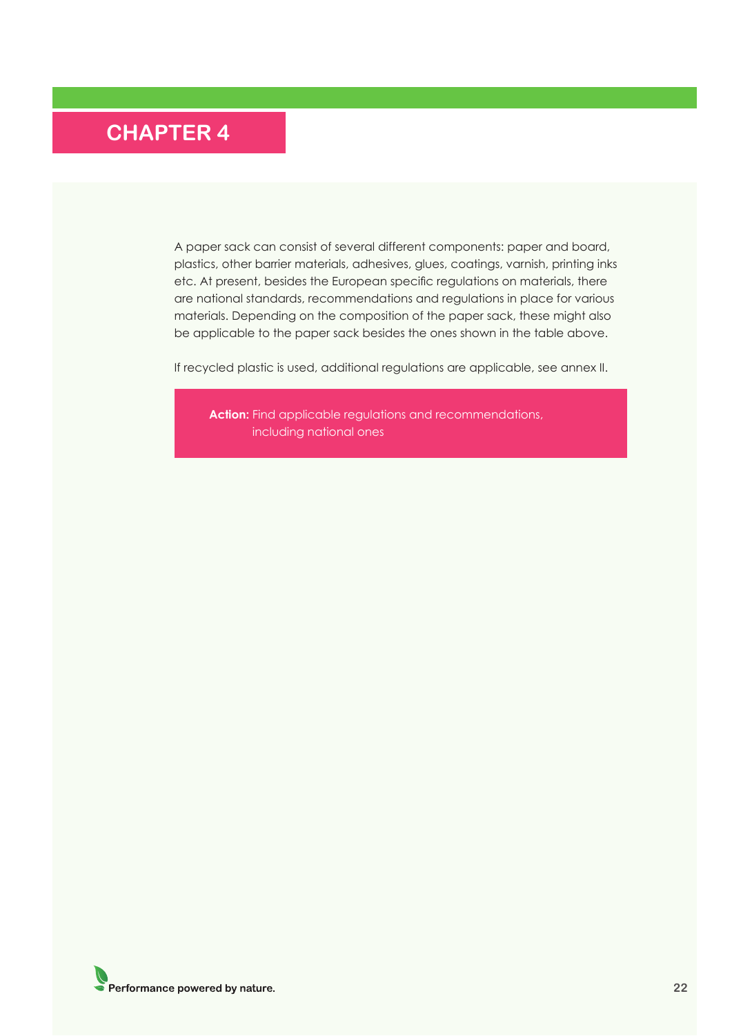# CHAPTER 4

A paper sack can consist of several different components: paper and board, plastics, other barrier materials, adhesives, glues, coatings, varnish, printing inks etc. At present, besides the European specific regulations on materials, there are national standards, recommendations and regulations in place for various materials. Depending on the composition of the paper sack, these might also be applicable to the paper sack besides the ones shown in the table above.

If recycled plastic is used, additional regulations are applicable, see annex II.

**Action:** Find applicable regulations and recommendations, including national ones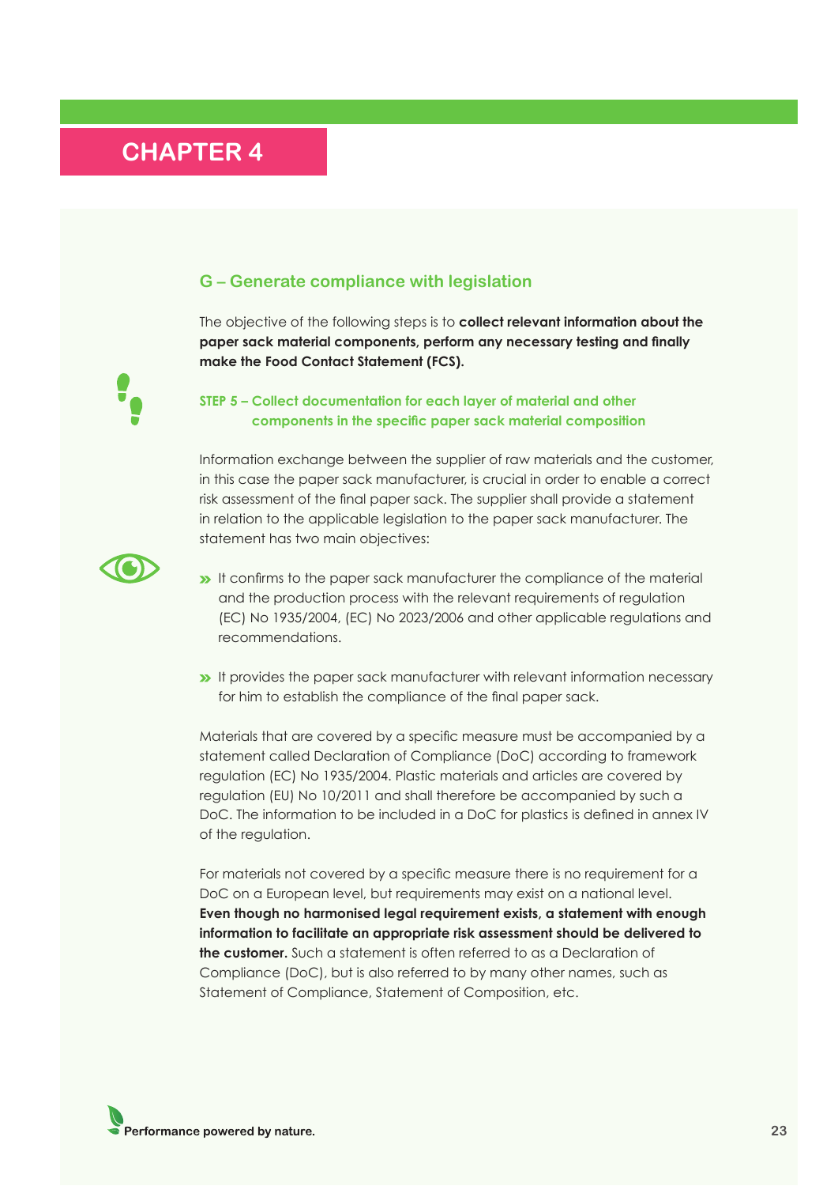# CHAPTER 4

## G – Generate compliance with legislation

The objective of the following steps is to **collect relevant information about the paper sack material components, perform any necessary testing and finally make the Food Contact Statement (FCS).**

### STEP 5 – Collect documentation for each layer of material and other components in the specific paper sack material composition

Information exchange between the supplier of raw materials and the customer, in this case the paper sack manufacturer, is crucial in order to enable a correct risk assessment of the final paper sack. The supplier shall provide a statement in relation to the applicable legislation to the paper sack manufacturer. The statement has two main objectives:

- It confirms to the paper sack manufacturer the compliance of the material and the production process with the relevant requirements of regulation (EC) No 1935/2004, (EC) No 2023/2006 and other applicable regulations and recommendations.
- It provides the paper sack manufacturer with relevant information necessary for him to establish the compliance of the final paper sack.

Materials that are covered by a specific measure must be accompanied by a statement called Declaration of Compliance (DoC) according to framework regulation (EC) No 1935/2004. Plastic materials and articles are covered by regulation (EU) No 10/2011 and shall therefore be accompanied by such a DoC. The information to be included in a DoC for plastics is defined in annex IV of the regulation.

For materials not covered by a specific measure there is no requirement for a DoC on a European level, but requirements may exist on a national level. **Even though no harmonised legal requirement exists, a statement with enough information to facilitate an appropriate risk assessment should be delivered to the customer.** Such a statement is often referred to as a Declaration of Compliance (DoC), but is also referred to by many other names, such as Statement of Compliance, Statement of Composition, etc.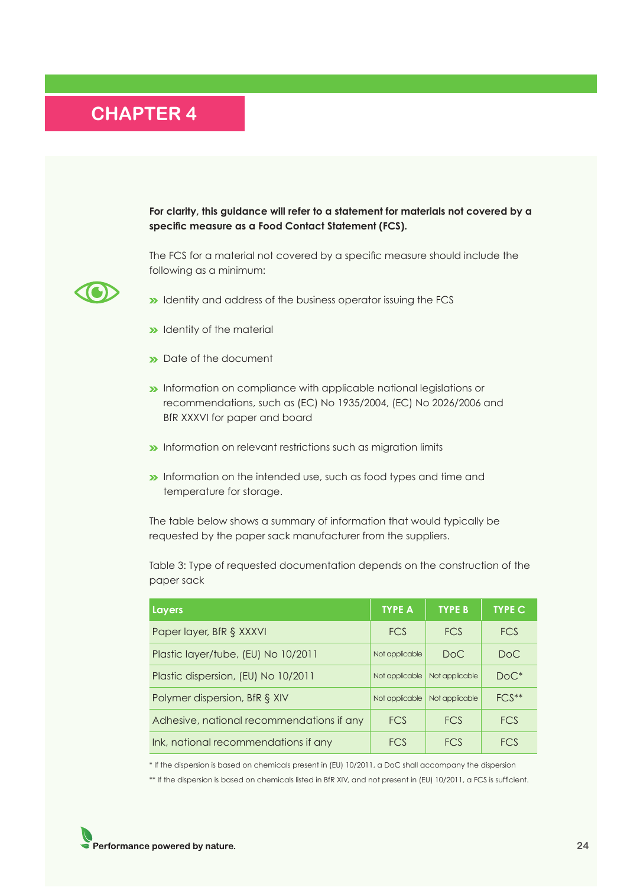## CHAPTER 4

**For clarity, this guidance will refer to a statement for materials not covered by a specific measure as a Food Contact Statement (FCS).**

The FCS for a material not covered by a specific measure should include the following as a minimum:

- Identity and address of the business operator issuing the FCS
- Identity of the material
- Date of the document
- Information on compliance with applicable national legislations or recommendations, such as (EC) No 1935/2004, (EC) No 2026/2006 and BfR XXXVI for paper and board
- Information on relevant restrictions such as migration limits
- Information on the intended use, such as food types and time and temperature for storage.

The table below shows a summary of information that would typically be requested by the paper sack manufacturer from the suppliers.

Table 3: Type of requested documentation depends on the construction of the paper sack

| Layers | TYPE A | TYPE B | TYPE C |
|---|---|---|---|
| Paper layer, BfR § XXXVI | FCS | FCS | FCS |
| Plastic layer/tube, (EU) No 10/2011 | Not applicable | DoC | DoC |
| Plastic dispersion, (EU) No 10/2011 | Not applicable | Not applicable | DoC* |
| Polymer dispersion, BfR § XIV | Not applicable | Not applicable | FCS** |
| Adhesive, national recommendations if any | FCS | FCS | FCS |
| Ink, national recommendations if any | FCS | FCS | FCS |

* If the dispersion is based on chemicals present in (EU) 10/2011, a DoC shall accompany the dispersion

** If the dispersion is based on chemicals listed in BfR XIV, and not present in (EU) 10/2011, a FCS is sufficient.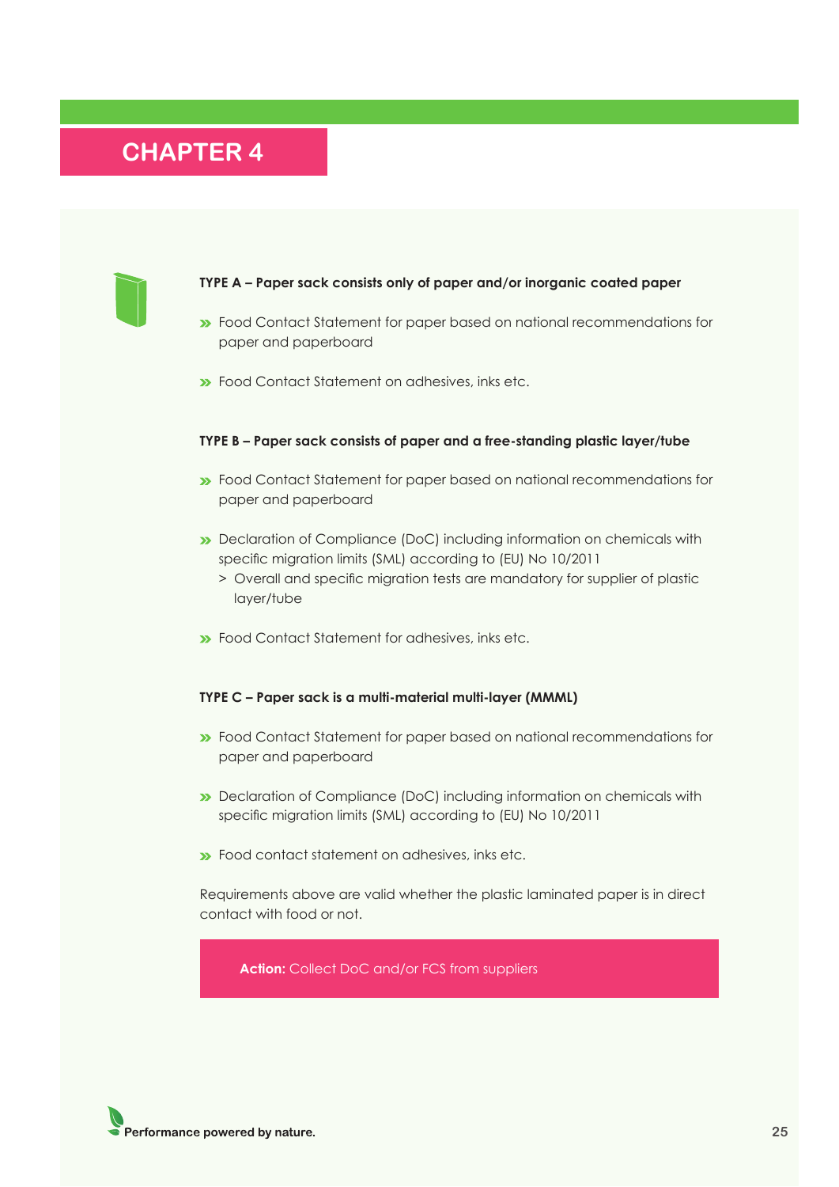## CHAPTER 4

**TYPE A – Paper sack consists only of paper and/or inorganic coated paper**

- Food Contact Statement for paper based on national recommendations for paper and paperboard
- Food Contact Statement on adhesives, inks etc.

**TYPE B – Paper sack consists of paper and a free-standing plastic layer/tube**

- Food Contact Statement for paper based on national recommendations for paper and paperboard
- Declaration of Compliance (DoC) including information on chemicals with specific migration limits (SML) according to (EU) No 10/2011
  - Overall and specific migration tests are mandatory for supplier of plastic layer/tube
- Food Contact Statement for adhesives, inks etc.

**TYPE C – Paper sack is a multi-material multi-layer (MMML)**

- Food Contact Statement for paper based on national recommendations for paper and paperboard
- Declaration of Compliance (DoC) including information on chemicals with specific migration limits (SML) according to (EU) No 10/2011
- Food contact statement on adhesives, inks etc.

Requirements above are valid whether the plastic laminated paper is in direct contact with food or not.

**Action:** Collect DoC and/or FCS from suppliers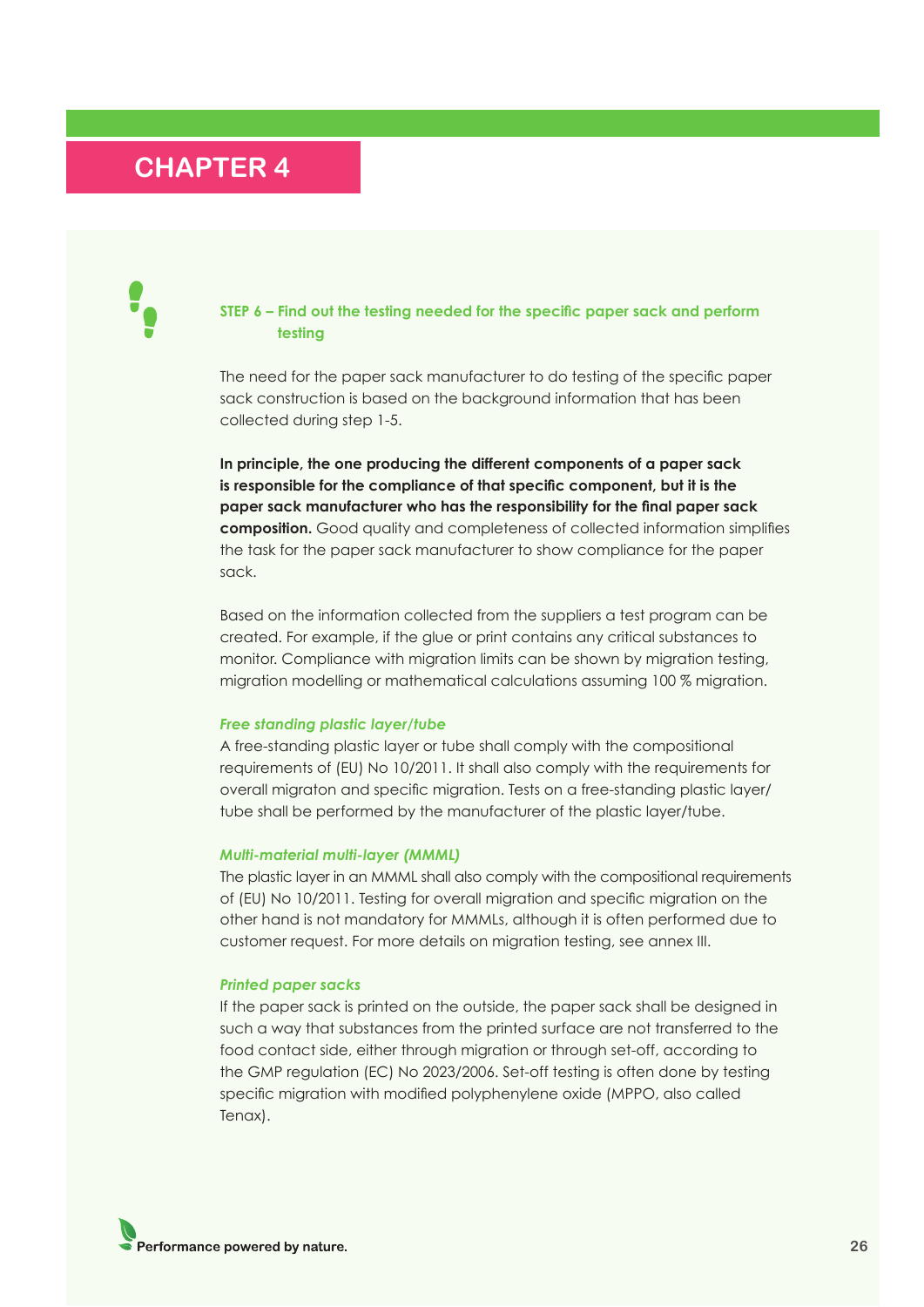# CHAPTER 4

### STEP 6 – Find out the testing needed for the specific paper sack and perform testing

The need for the paper sack manufacturer to do testing of the specific paper sack construction is based on the background information that has been collected during step 1-5.

**In principle, the one producing the different components of a paper sack is responsible for the compliance of that specific component, but it is the paper sack manufacturer who has the responsibility for the final paper sack composition.** Good quality and completeness of collected information simplifies the task for the paper sack manufacturer to show compliance for the paper sack.

Based on the information collected from the suppliers a test program can be created. For example, if the glue or print contains any critical substances to monitor. Compliance with migration limits can be shown by migration testing, migration modelling or mathematical calculations assuming 100 % migration.

#### *Free standing plastic layer/tube*

A free-standing plastic layer or tube shall comply with the compositional requirements of (EU) No 10/2011. It shall also comply with the requirements for overall migraton and specific migration. Tests on a free-standing plastic layer/tube shall be performed by the manufacturer of the plastic layer/tube.

#### *Multi-material multi-layer (MMML)*

The plastic layer in an MMML shall also comply with the compositional requirements of (EU) No 10/2011. Testing for overall migration and specific migration on the other hand is not mandatory for MMMLs, although it is often performed due to customer request. For more details on migration testing, see annex III.

#### *Printed paper sacks*

If the paper sack is printed on the outside, the paper sack shall be designed in such a way that substances from the printed surface are not transferred to the food contact side, either through migration or through set-off, according to the GMP regulation (EC) No 2023/2006. Set-off testing is often done by testing specific migration with modified polyphenylene oxide (MPPO, also called Tenax).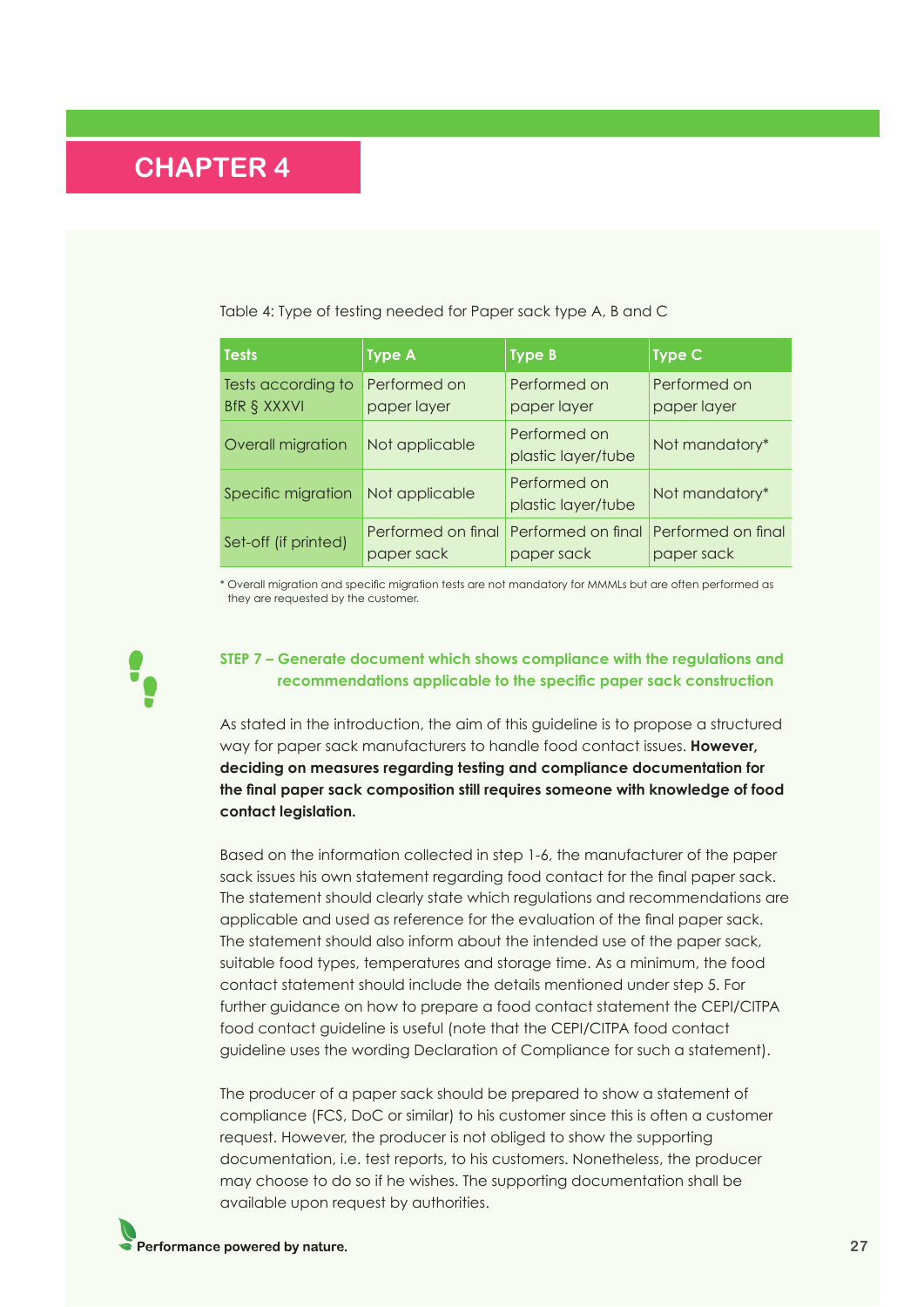# CHAPTER 4

Table 4: Type of testing needed for Paper sack type A, B and C

| Tests | Type A | Type B | Type C |
|---|---|---|---|
| Tests according to BfR § XXXVI | Performed on paper layer | Performed on paper layer | Performed on paper layer |
| Overall migration | Not applicable | Performed on plastic layer/tube | Not mandatory* |
| Specific migration | Not applicable | Performed on plastic layer/tube | Not mandatory* |
| Set-off (if printed) | Performed on final paper sack | Performed on final paper sack | Performed on final paper sack |

\* Overall migration and specific migration tests are not mandatory for MMMLs but are often performed as they are requested by the customer.

### STEP 7 – Generate document which shows compliance with the regulations and recommendations applicable to the specific paper sack construction

As stated in the introduction, the aim of this guideline is to propose a structured way for paper sack manufacturers to handle food contact issues. **However, deciding on measures regarding testing and compliance documentation for the final paper sack composition still requires someone with knowledge of food contact legislation.**

Based on the information collected in step 1-6, the manufacturer of the paper sack issues his own statement regarding food contact for the final paper sack. The statement should clearly state which regulations and recommendations are applicable and used as reference for the evaluation of the final paper sack. The statement should also inform about the intended use of the paper sack, suitable food types, temperatures and storage time. As a minimum, the food contact statement should include the details mentioned under step 5. For further guidance on how to prepare a food contact statement the CEPI/CITPA food contact guideline is useful (note that the CEPI/CITPA food contact guideline uses the wording Declaration of Compliance for such a statement).

The producer of a paper sack should be prepared to show a statement of compliance (FCS, DoC or similar) to his customer since this is often a customer request. However, the producer is not obliged to show the supporting documentation, i.e. test reports, to his customers. Nonetheless, the producer may choose to do so if he wishes. The supporting documentation shall be available upon request by authorities.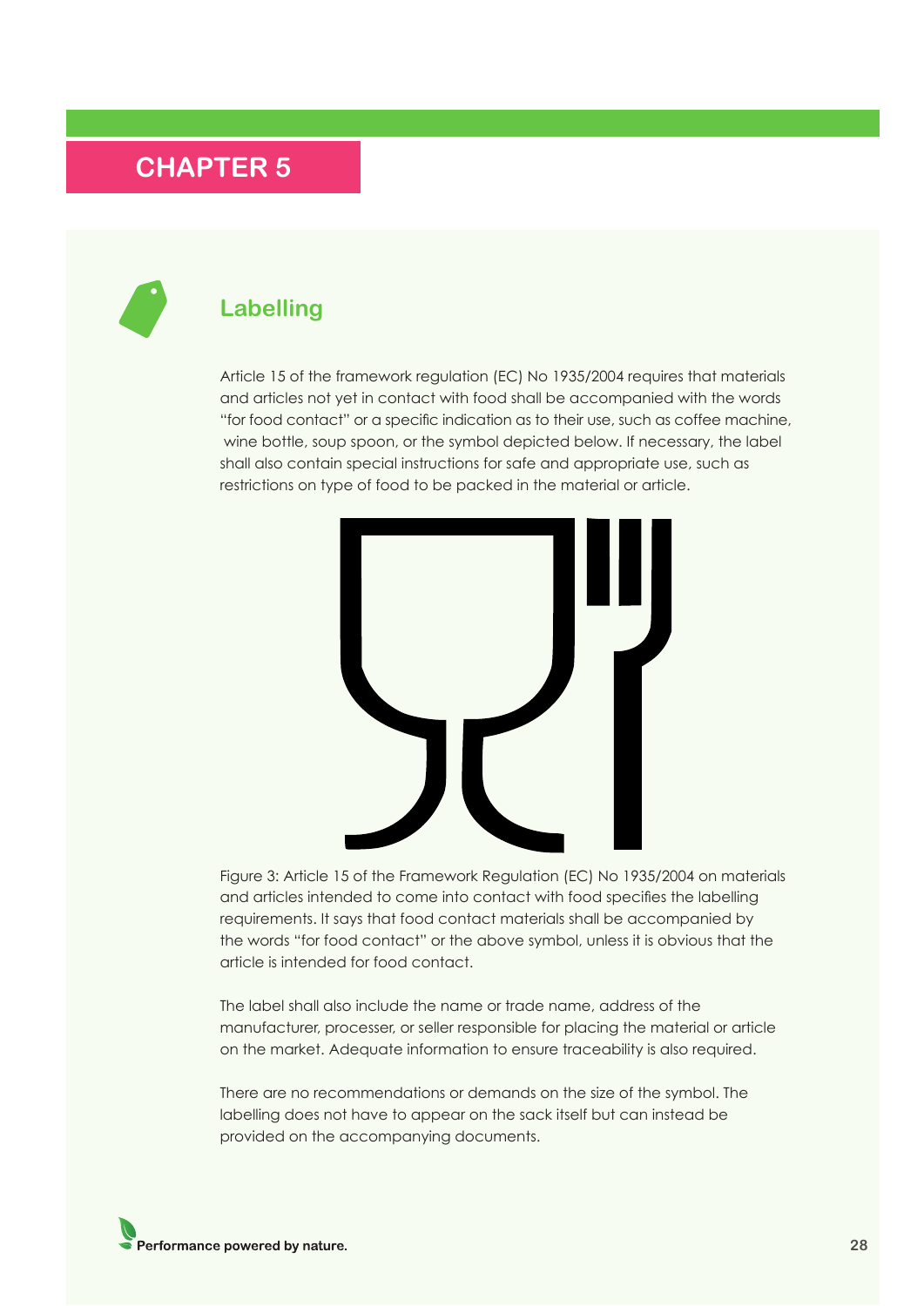# CHAPTER 5

## Labelling

Article 15 of the framework regulation (EC) No 1935/2004 requires that materials and articles not yet in contact with food shall be accompanied with the words "for food contact" or a specific indication as to their use, such as coffee machine, wine bottle, soup spoon, or the symbol depicted below. If necessary, the label shall also contain special instructions for safe and appropriate use, such as restrictions on type of food to be packed in the material or article.

Figure 3: Article 15 of the Framework Regulation (EC) No 1935/2004 on materials and articles intended to come into contact with food specifies the labelling requirements. It says that food contact materials shall be accompanied by the words "for food contact" or the above symbol, unless it is obvious that the article is intended for food contact.

The label shall also include the name or trade name, address of the manufacturer, processer, or seller responsible for placing the material or article on the market. Adequate information to ensure traceability is also required.

There are no recommendations or demands on the size of the symbol. The labelling does not have to appear on the sack itself but can instead be provided on the accompanying documents.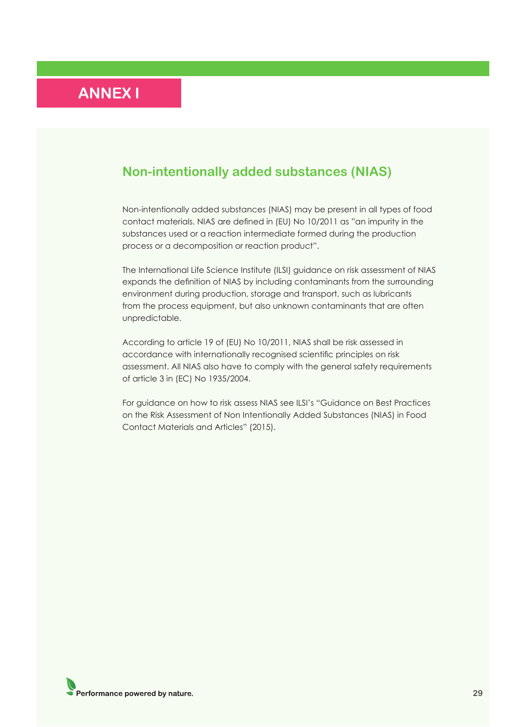# ANNEX I

## Non-intentionally added substances (NIAS)

Non-intentionally added substances (NIAS) may be present in all types of food contact materials. NIAS are defined in (EU) No 10/2011 as "an impurity in the substances used or a reaction intermediate formed during the production process or a decomposition or reaction product".

The International Life Science Institute (ILSI) guidance on risk assessment of NIAS expands the definition of NIAS by including contaminants from the surrounding environment during production, storage and transport, such as lubricants from the process equipment, but also unknown contaminants that are often unpredictable.

According to article 19 of (EU) No 10/2011, NIAS shall be risk assessed in accordance with internationally recognised scientific principles on risk assessment. All NIAS also have to comply with the general safety requirements of article 3 in (EC) No 1935/2004.

For guidance on how to risk assess NIAS see ILSI's "Guidance on Best Practices on the Risk Assessment of Non Intentionally Added Substances (NIAS) in Food Contact Materials and Articles" (2015).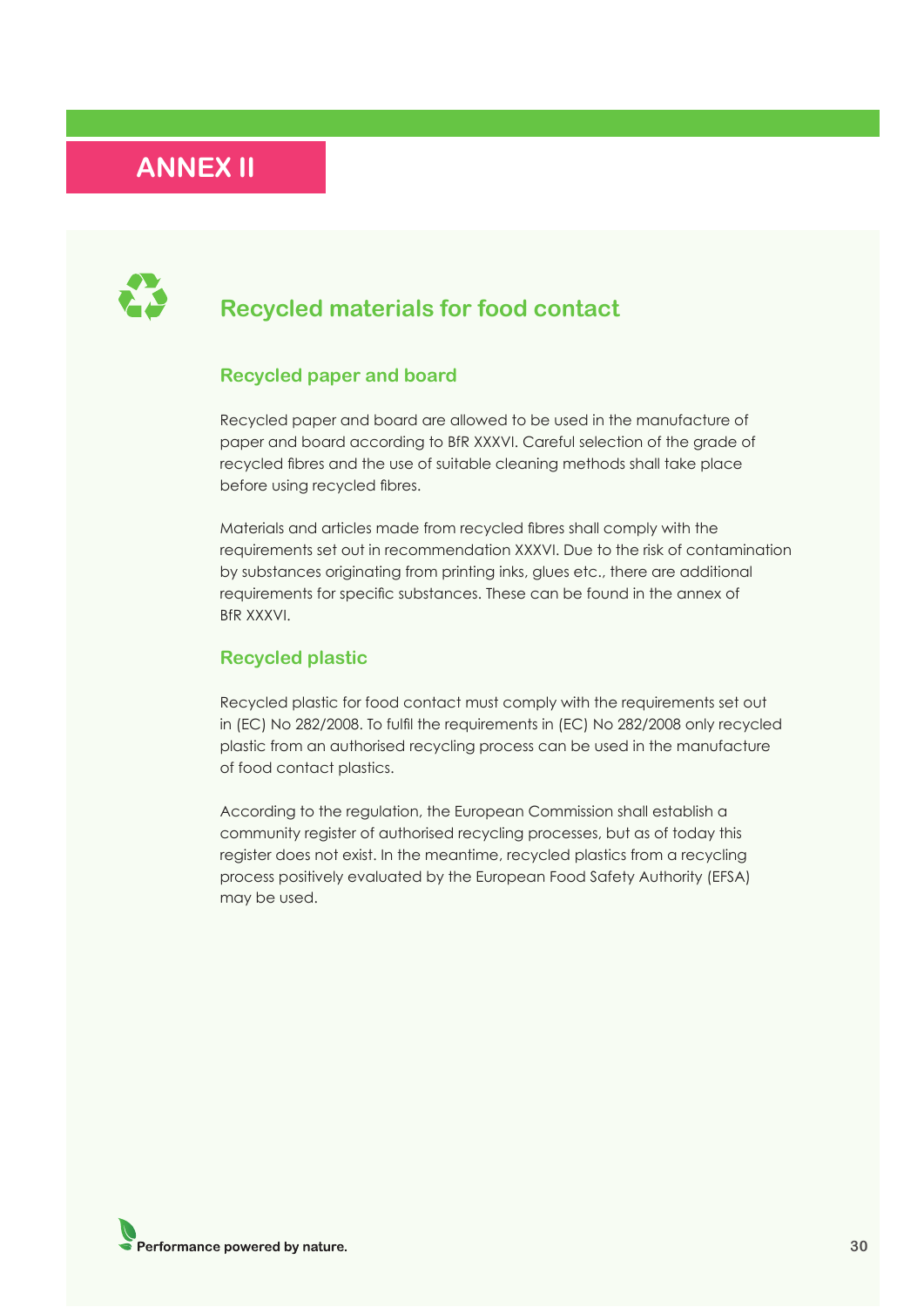# ANNEX II

## Recycled materials for food contact

### Recycled paper and board

Recycled paper and board are allowed to be used in the manufacture of paper and board according to BfR XXXVI. Careful selection of the grade of recycled fibres and the use of suitable cleaning methods shall take place before using recycled fibres.

Materials and articles made from recycled fibres shall comply with the requirements set out in recommendation XXXVI. Due to the risk of contamination by substances originating from printing inks, glues etc., there are additional requirements for specific substances. These can be found in the annex of BfR XXXVI.

### Recycled plastic

Recycled plastic for food contact must comply with the requirements set out in (EC) No 282/2008. To fulfil the requirements in (EC) No 282/2008 only recycled plastic from an authorised recycling process can be used in the manufacture of food contact plastics.

According to the regulation, the European Commission shall establish a community register of authorised recycling processes, but as of today this register does not exist. In the meantime, recycled plastics from a recycling process positively evaluated by the European Food Safety Authority (EFSA) may be used.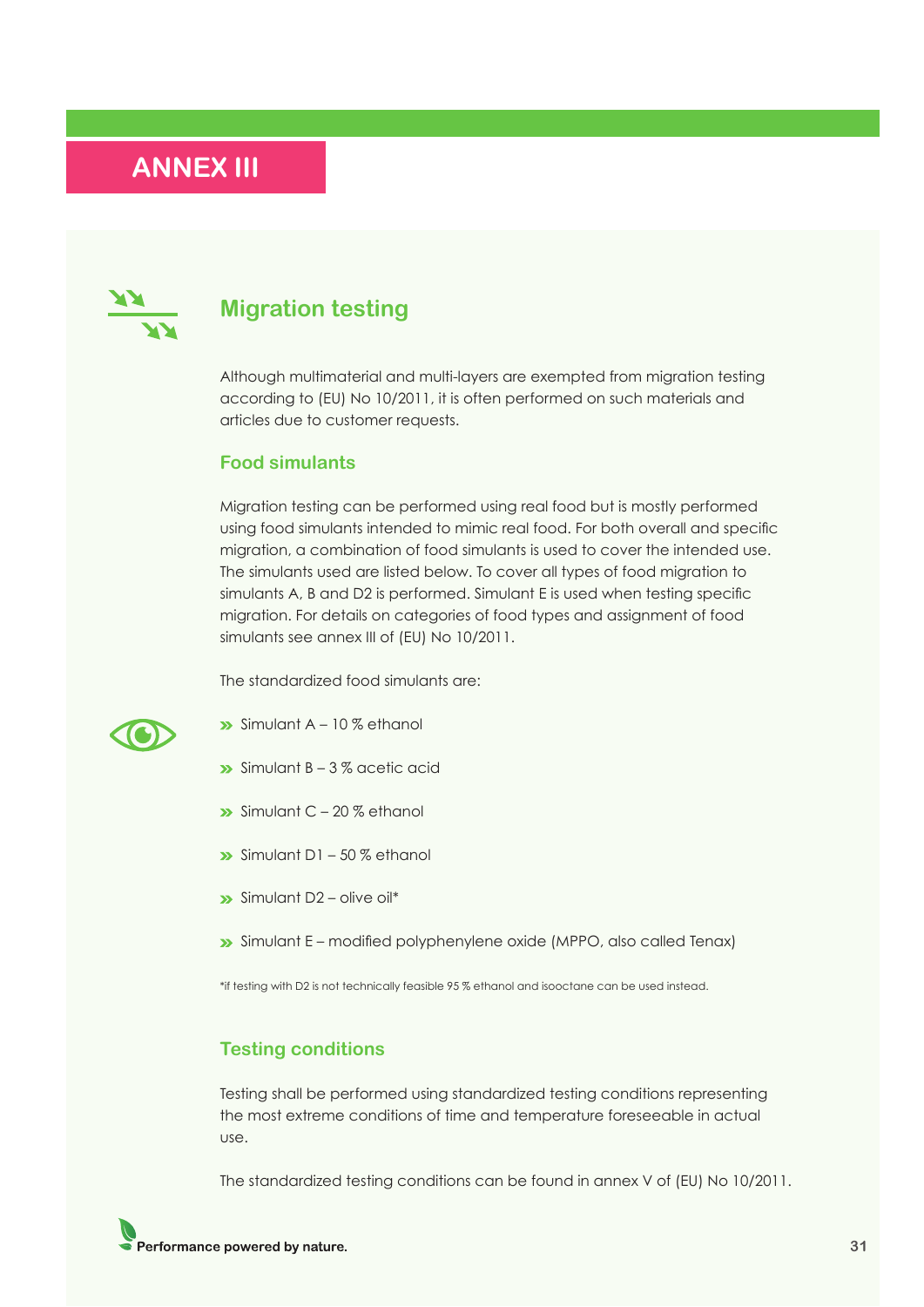# ANNEX III

## Migration testing

Although multimaterial and multi-layers are exempted from migration testing according to (EU) No 10/2011, it is often performed on such materials and articles due to customer requests.

### Food simulants

Migration testing can be performed using real food but is mostly performed using food simulants intended to mimic real food. For both overall and specific migration, a combination of food simulants is used to cover the intended use. The simulants used are listed below. To cover all types of food migration to simulants A, B and D2 is performed. Simulant E is used when testing specific migration. For details on categories of food types and assignment of food simulants see annex III of (EU) No 10/2011.

The standardized food simulants are:

- Simulant A – 10 % ethanol
- Simulant B – 3 % acetic acid
- Simulant C – 20 % ethanol
- Simulant D1 – 50 % ethanol
- Simulant D2 – olive oil*
- Simulant E – modified polyphenylene oxide (MPPO, also called Tenax)

*if testing with D2 is not technically feasible 95 % ethanol and isooctane can be used instead.

### Testing conditions

Testing shall be performed using standardized testing conditions representing the most extreme conditions of time and temperature foreseeable in actual use.

The standardized testing conditions can be found in annex V of (EU) No 10/2011.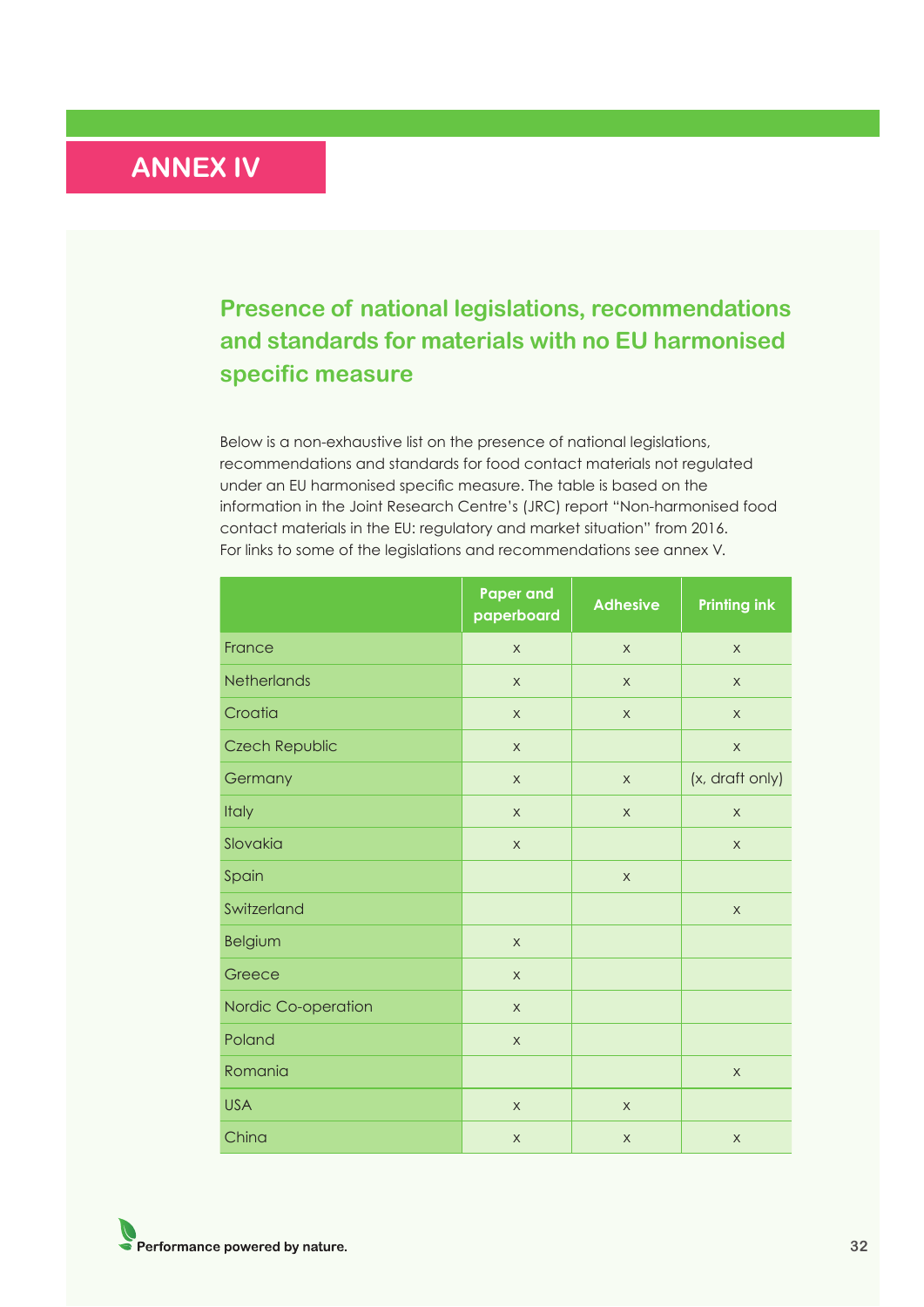# ANNEX IV

## Presence of national legislations, recommendations and standards for materials with no EU harmonised specific measure

Below is a non-exhaustive list on the presence of national legislations, recommendations and standards for food contact materials not regulated under an EU harmonised specific measure. The table is based on the information in the Joint Research Centre's (JRC) report "Non-harmonised food contact materials in the EU: regulatory and market situation" from 2016. For links to some of the legislations and recommendations see annex V.

| | Paper and paperboard | Adhesive | Printing ink |
|---|---|---|---|
| France | x | x | x |
| Netherlands | x | x | x |
| Croatia | x | x | x |
| Czech Republic | x | | x |
| Germany | x | x | (x, draft only) |
| Italy | x | x | x |
| Slovakia | x | | x |
| Spain | | x | |
| Switzerland | | | x |
| Belgium | x | | |
| Greece | x | | |
| Nordic Co-operation | x | | |
| Poland | x | | |
| Romania | | | x |
| USA | x | x | |
| China | x | x | x |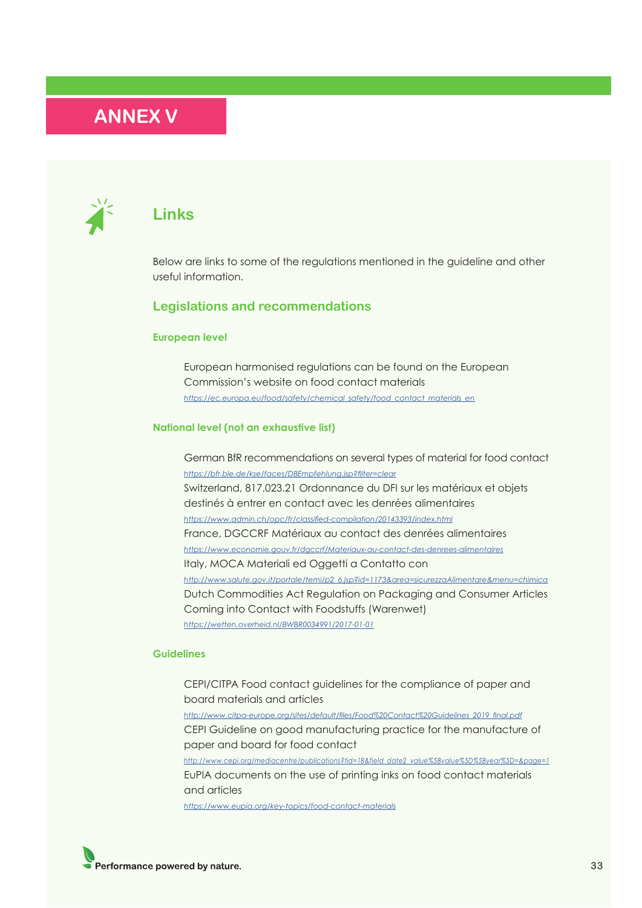# ANNEX V

## Links

Below are links to some of the regulations mentioned in the guideline and other useful information.

### Legislations and recommendations

#### European level

European harmonised regulations can be found on the European Commission's website on food contact materials
https://ec.europa.eu/food/safety/chemical_safety/food_contact_materials_en

#### National level (not an exhaustive list)

German BfR recommendations on several types of material for food contact
https://bfr.ble.de/kse/faces/DBEmpfehlung.jsp?filter=clear

Switzerland, 817.023.21 Ordonnance du DFI sur les matériaux et objets destinés à entrer en contact avec les denrées alimentaires
https://www.admin.ch/opc/fr/classified-compilation/20143393/index.html

France, DGCCRF Matériaux au contact des denrées alimentaires
https://www.economie.gouv.fr/dgccrf/Materiaux-au-contact-des-denrees-alimentaires

Italy, MOCA Materiali ed Oggetti a Contatto con
http://www.salute.gov.it/portale/temi/p2_6.jsp?id=1173&area=sicurezzaAlimentare&menu=chimica

Dutch Commodities Act Regulation on Packaging and Consumer Articles Coming into Contact with Foodstuffs (Warenwet)
https://wetten.overheid.nl/BWBR0034991/2017-01-01

### Guidelines

CEPI/CITPA Food contact guidelines for the compliance of paper and board materials and articles
http://www.citpa-europe.org/sites/default/files/Food%20Contact%20Guidelines_2019_final.pdf

CEPI Guideline on good manufacturing practice for the manufacture of paper and board for food contact
http://www.cepi.org/mediacentre/publications?tid=18&field_date2_value%5Bvalue%5D%5Byear%5D=&page=1

EuPIA documents on the use of printing inks on food contact materials and articles
https://www.eupia.org/key-topics/food-contact-materials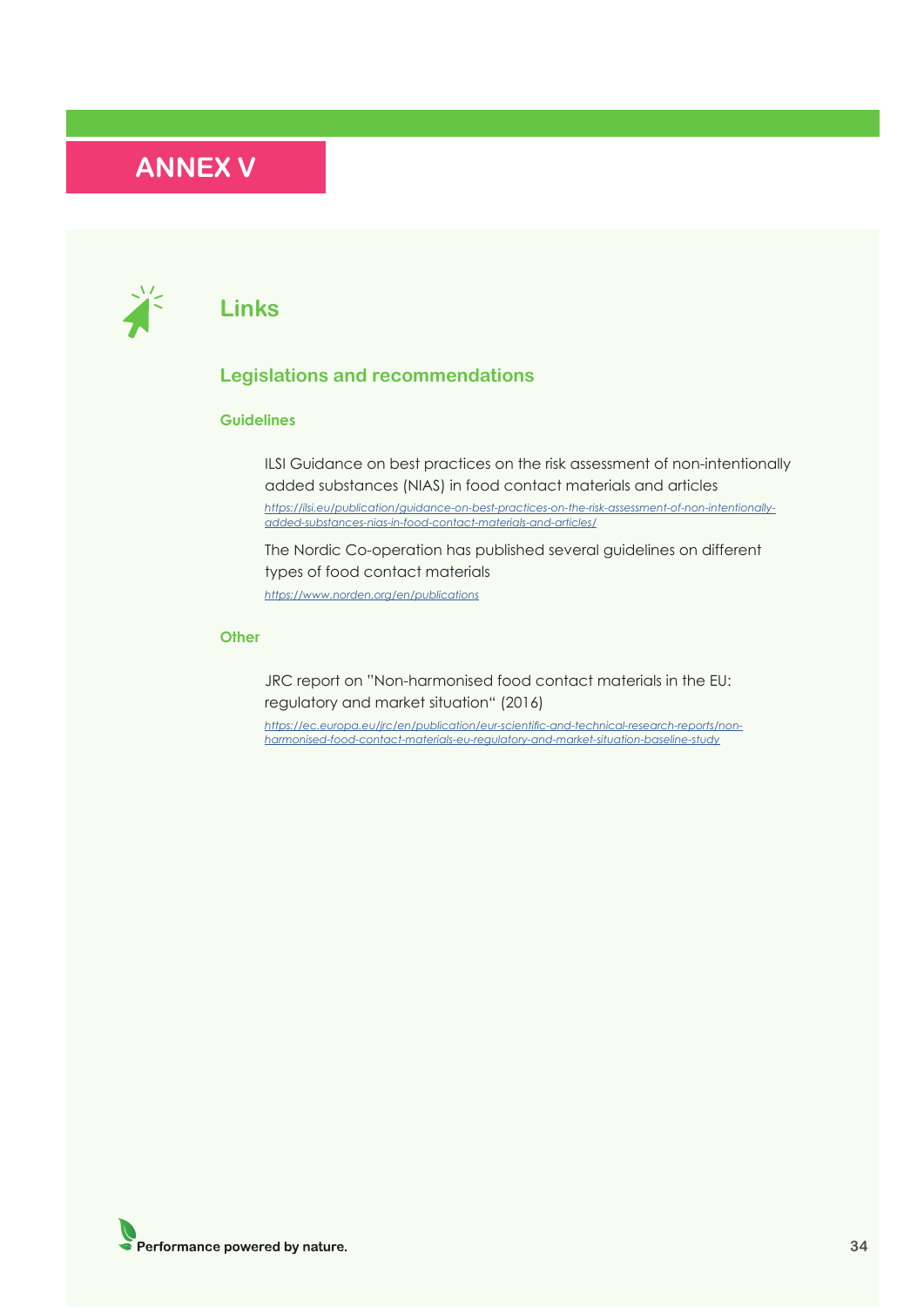# ANNEX V

## Links

### Legislations and recommendations

#### Guidelines

ILSI Guidance on best practices on the risk assessment of non-intentionally added substances (NIAS) in food contact materials and articles

*https://ilsi.eu/publication/guidance-on-best-practices-on-the-risk-assessment-of-non-intentionally-added-substances-nias-in-food-contact-materials-and-articles/*

The Nordic Co-operation has published several guidelines on different types of food contact materials

*https://www.norden.org/en/publications*

#### Other

JRC report on "Non-harmonised food contact materials in the EU: regulatory and market situation" (2016)

*https://ec.europa.eu/jrc/en/publication/eur-scientific-and-technical-research-reports/non-harmonised-food-contact-materials-eu-regulatory-and-market-situation-baseline-study*

Performance powered by nature.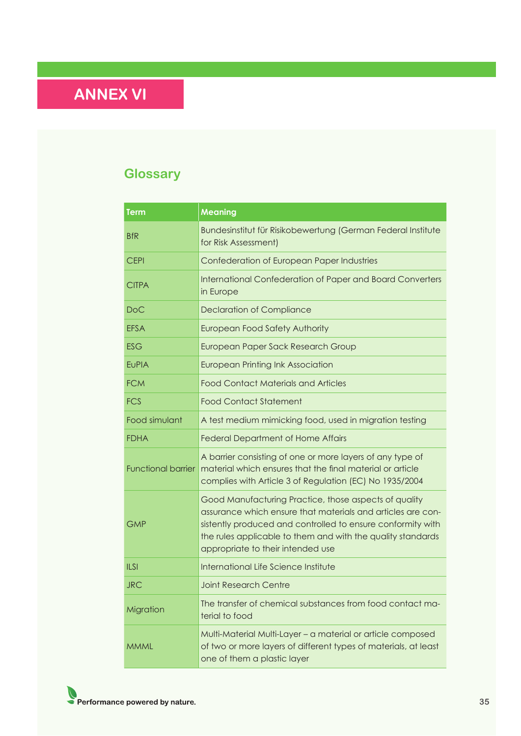# ANNEX VI

## Glossary

| Term | Meaning |
|---|---|
| BfR | Bundesinstitut für Risikobewertung (German Federal Institute for Risk Assessment) |
| CEPI | Confederation of European Paper Industries |
| CITPA | International Confederation of Paper and Board Converters in Europe |
| DoC | Declaration of Compliance |
| EFSA | European Food Safety Authority |
| ESG | European Paper Sack Research Group |
| EuPIA | European Printing Ink Association |
| FCM | Food Contact Materials and Articles |
| FCS | Food Contact Statement |
| Food simulant | A test medium mimicking food, used in migration testing |
| FDHA | Federal Department of Home Affairs |
| Functional barrier | A barrier consisting of one or more layers of any type of material which ensures that the final material or article complies with Article 3 of Regulation (EC) No 1935/2004 |
| GMP | Good Manufacturing Practice, those aspects of quality assurance which ensure that materials and articles are consistently produced and controlled to ensure conformity with the rules applicable to them and with the quality standards appropriate to their intended use |
| ILSI | International Life Science Institute |
| JRC | Joint Research Centre |
| Migration | The transfer of chemical substances from food contact material to food |
| MMML | Multi-Material Multi-Layer – a material or article composed of two or more layers of different types of materials, at least one of them a plastic layer |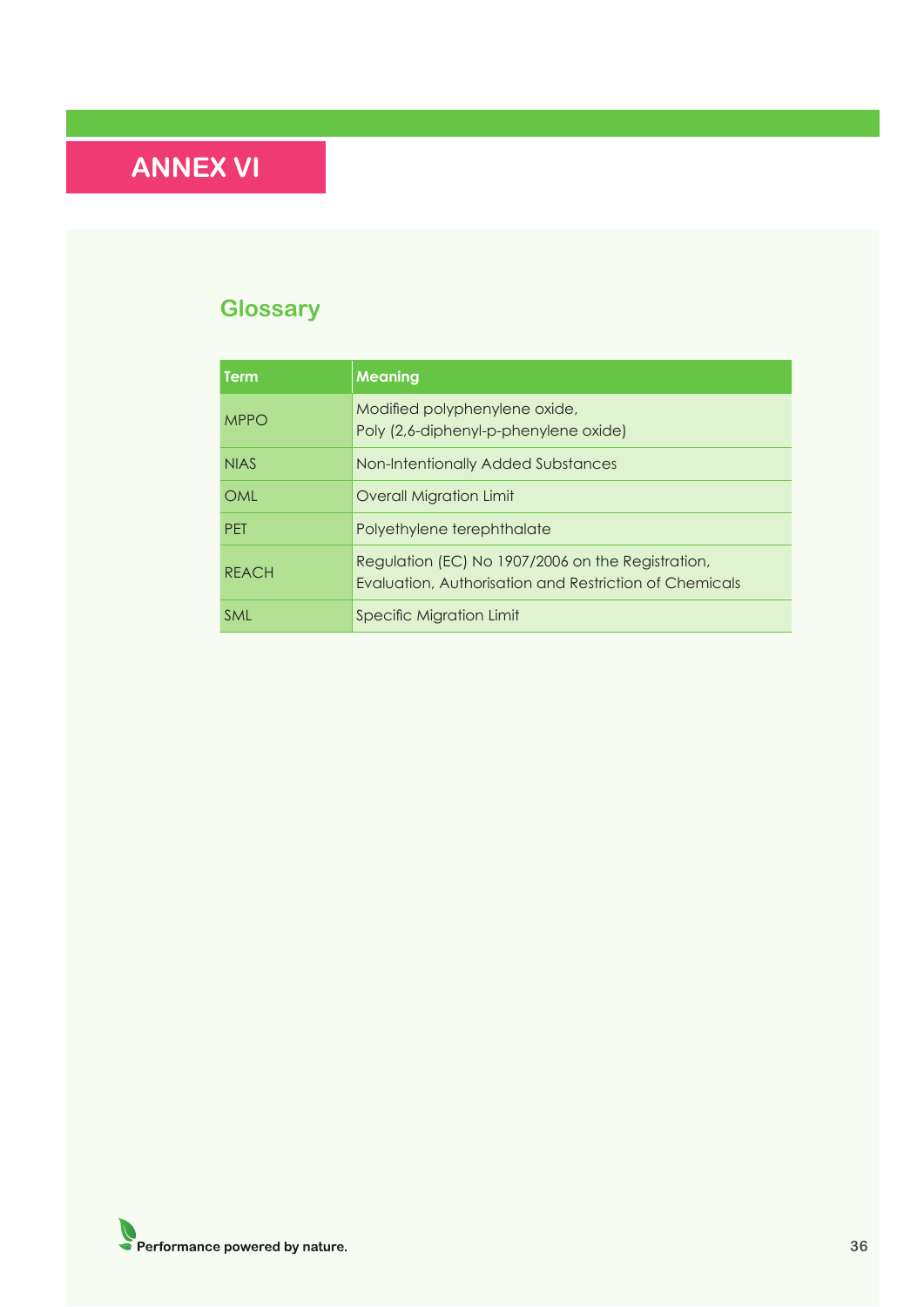# ANNEX VI

## Glossary

| Term | Meaning |
|---|---|
| MPPO | Modified polyphenylene oxide, Poly (2,6-diphenyl-p-phenylene oxide) |
| NIAS | Non-Intentionally Added Substances |
| OML | Overall Migration Limit |
| PET | Polyethylene terephthalate |
| REACH | Regulation (EC) No 1907/2006 on the Registration, Evaluation, Authorisation and Restriction of Chemicals |
| SML | Specific Migration Limit |

Performance powered by nature.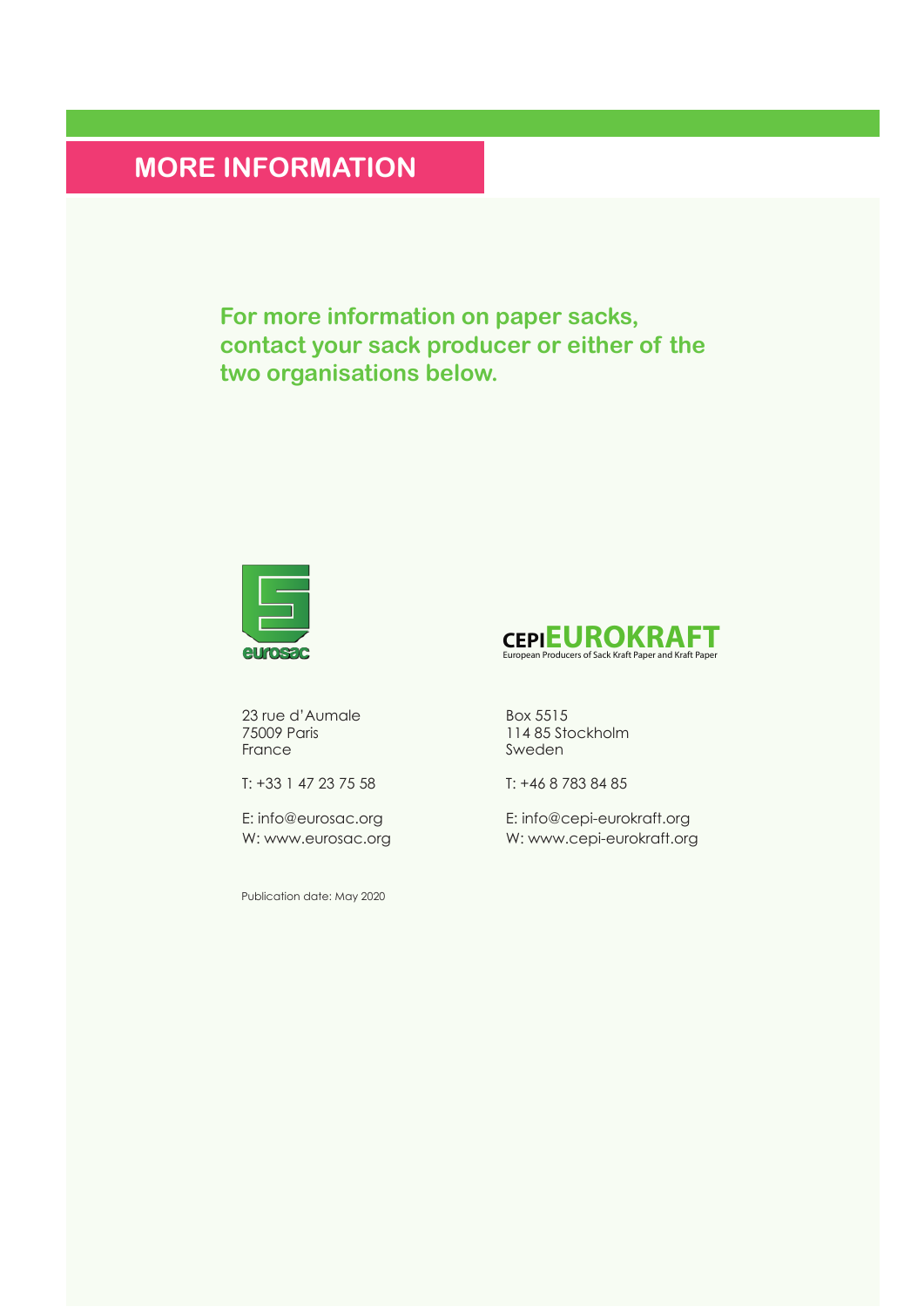# MORE INFORMATION

**For more information on paper sacks, contact your sack producer or either of the two organisations below.**

eurosac

23 rue d'Aumale
75009 Paris
France

T: +33 1 47 23 75 58

E: info@eurosac.org
W: www.eurosac.org

CEPI EUROKRAFT
European Producers of Sack Kraft Paper and Kraft Paper

Box 5515
114 85 Stockholm
Sweden

T: +46 8 783 84 85

E: info@cepi-eurokraft.org
W: www.cepi-eurokraft.org

Publication date: May 2020